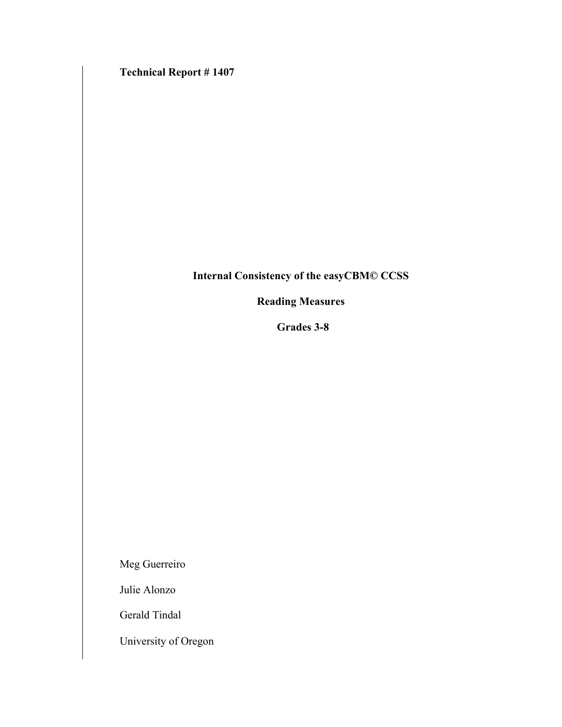**Technical Report # 1407**

# Internal Consistency of the easyCBM© CCSS

# Reading Measures

# Grades 3-8

Meg Guerreiro

Julie Alonzo

Gerald Tindal

University of Oregon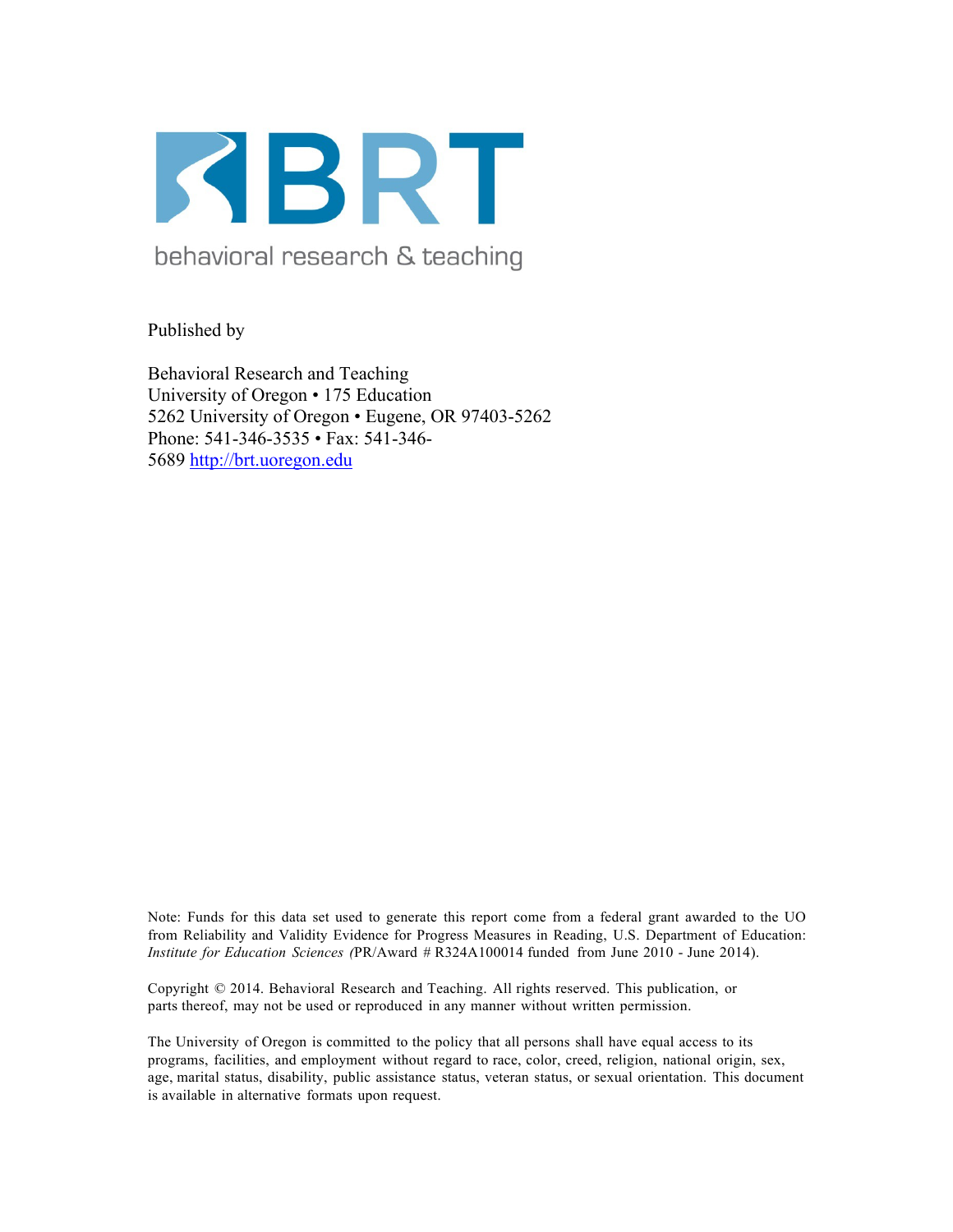BRT

behavioral research & teaching

Published by

Behavioral Research and Teaching
University of Oregon • 175 Education
5262 University of Oregon • Eugene, OR 97403-5262
Phone: 541-346-3535 • Fax: 541-346-5689 http://brt.uoregon.edu

Note: Funds for this data set used to generate this report come from a federal grant awarded to the UO from Reliability and Validity Evidence for Progress Measures in Reading, U.S. Department of Education: *Institute for Education Sciences (*PR/Award # R324A100014 funded from June 2010 - June 2014).

Copyright © 2014. Behavioral Research and Teaching. All rights reserved. This publication, or parts thereof, may not be used or reproduced in any manner without written permission.

The University of Oregon is committed to the policy that all persons shall have equal access to its programs, facilities, and employment without regard to race, color, creed, religion, national origin, sex, age, marital status, disability, public assistance status, veteran status, or sexual orientation. This document is available in alternative formats upon request.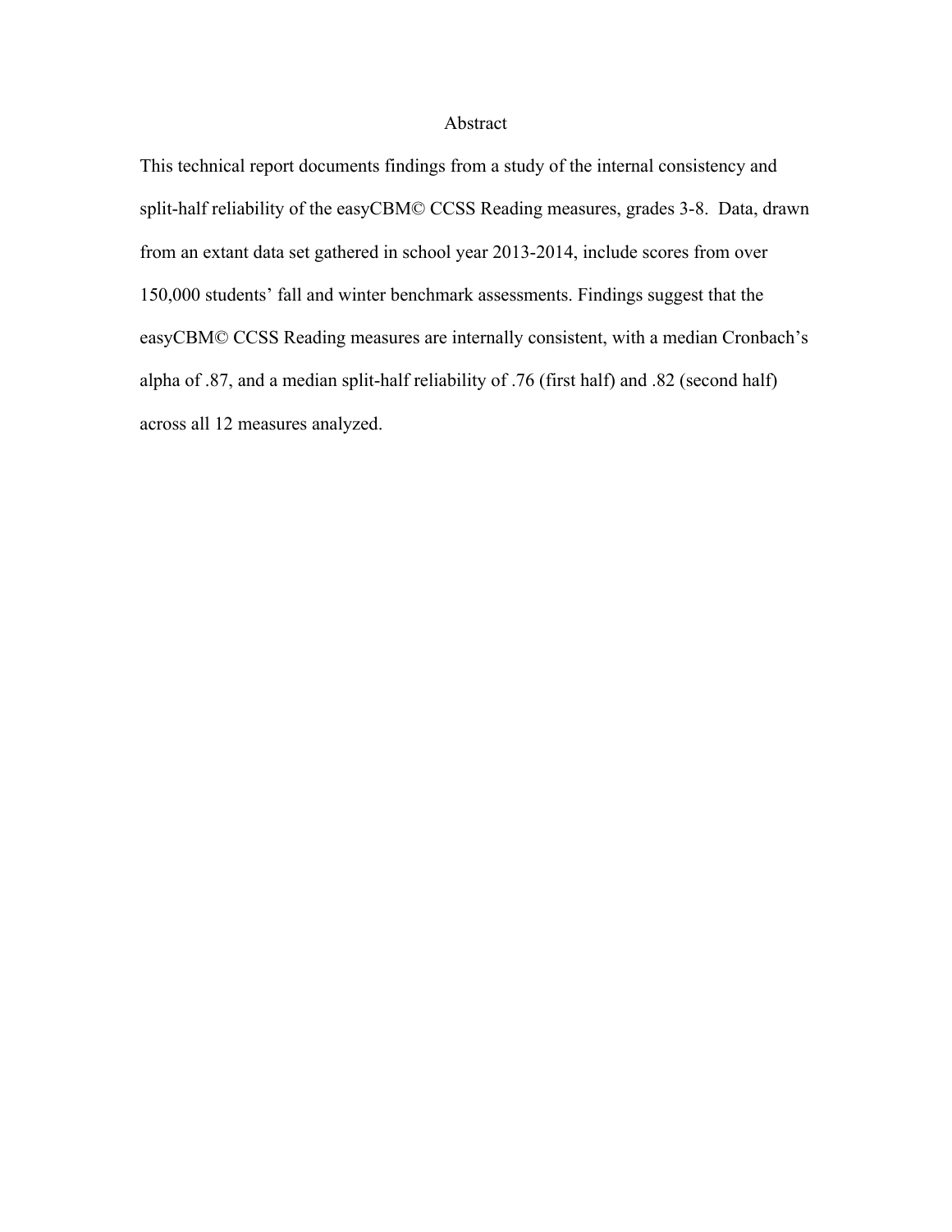# Abstract

This technical report documents findings from a study of the internal consistency and split-half reliability of the easyCBM© CCSS Reading measures, grades 3-8. Data, drawn from an extant data set gathered in school year 2013-2014, include scores from over 150,000 students' fall and winter benchmark assessments. Findings suggest that the easyCBM© CCSS Reading measures are internally consistent, with a median Cronbach's alpha of .87, and a median split-half reliability of .76 (first half) and .82 (second half) across all 12 measures analyzed.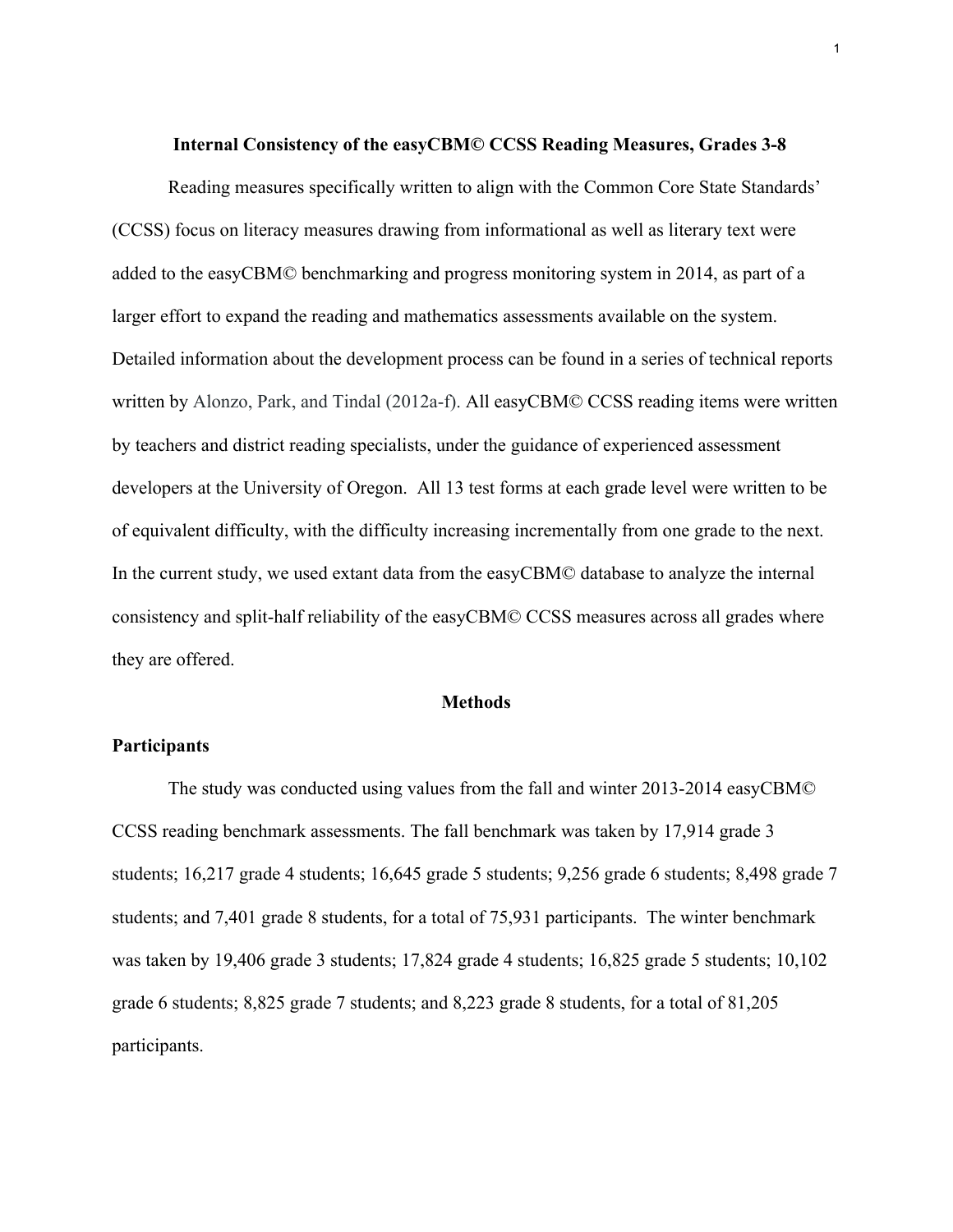# Internal Consistency of the easyCBM© CCSS Reading Measures, Grades 3-8

Reading measures specifically written to align with the Common Core State Standards' (CCSS) focus on literacy measures drawing from informational as well as literary text were added to the easyCBM© benchmarking and progress monitoring system in 2014, as part of a larger effort to expand the reading and mathematics assessments available on the system. Detailed information about the development process can be found in a series of technical reports written by Alonzo, Park, and Tindal (2012a-f). All easyCBM© CCSS reading items were written by teachers and district reading specialists, under the guidance of experienced assessment developers at the University of Oregon. All 13 test forms at each grade level were written to be of equivalent difficulty, with the difficulty increasing incrementally from one grade to the next. In the current study, we used extant data from the easyCBM© database to analyze the internal consistency and split-half reliability of the easyCBM© CCSS measures across all grades where they are offered.

## Methods

### Participants

The study was conducted using values from the fall and winter 2013-2014 easyCBM© CCSS reading benchmark assessments. The fall benchmark was taken by 17,914 grade 3 students; 16,217 grade 4 students; 16,645 grade 5 students; 9,256 grade 6 students; 8,498 grade 7 students; and 7,401 grade 8 students, for a total of 75,931 participants. The winter benchmark was taken by 19,406 grade 3 students; 17,824 grade 4 students; 16,825 grade 5 students; 10,102 grade 6 students; 8,825 grade 7 students; and 8,223 grade 8 students, for a total of 81,205 participants.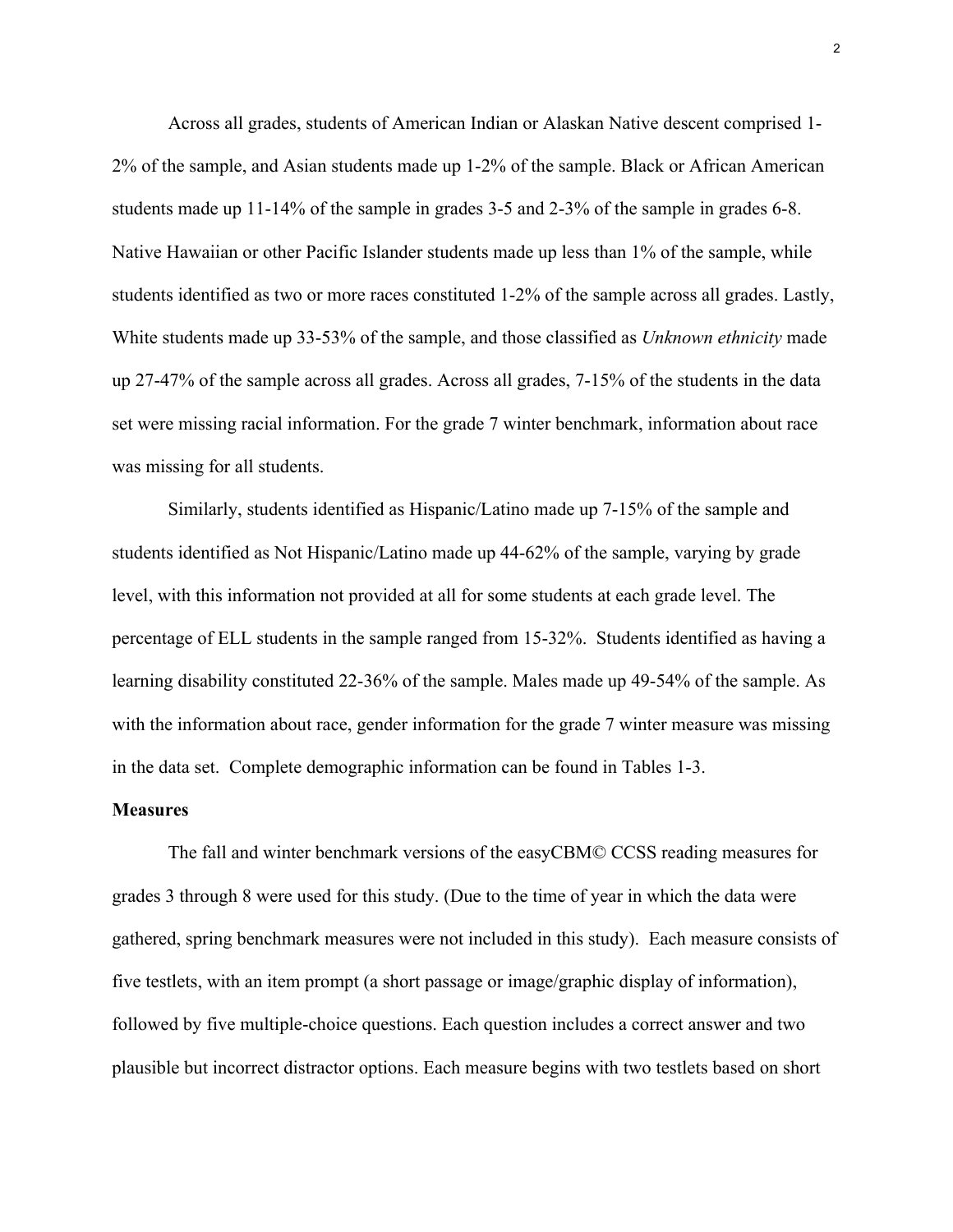Across all grades, students of American Indian or Alaskan Native descent comprised 1-2% of the sample, and Asian students made up 1-2% of the sample. Black or African American students made up 11-14% of the sample in grades 3-5 and 2-3% of the sample in grades 6-8. Native Hawaiian or other Pacific Islander students made up less than 1% of the sample, while students identified as two or more races constituted 1-2% of the sample across all grades. Lastly, White students made up 33-53% of the sample, and those classified as *Unknown ethnicity* made up 27-47% of the sample across all grades. Across all grades, 7-15% of the students in the data set were missing racial information. For the grade 7 winter benchmark, information about race was missing for all students.

Similarly, students identified as Hispanic/Latino made up 7-15% of the sample and students identified as Not Hispanic/Latino made up 44-62% of the sample, varying by grade level, with this information not provided at all for some students at each grade level. The percentage of ELL students in the sample ranged from 15-32%. Students identified as having a learning disability constituted 22-36% of the sample. Males made up 49-54% of the sample. As with the information about race, gender information for the grade 7 winter measure was missing in the data set. Complete demographic information can be found in Tables 1-3.

**Measures**

The fall and winter benchmark versions of the easyCBM© CCSS reading measures for grades 3 through 8 were used for this study. (Due to the time of year in which the data were gathered, spring benchmark measures were not included in this study). Each measure consists of five testlets, with an item prompt (a short passage or image/graphic display of information), followed by five multiple-choice questions. Each question includes a correct answer and two plausible but incorrect distractor options. Each measure begins with two testlets based on short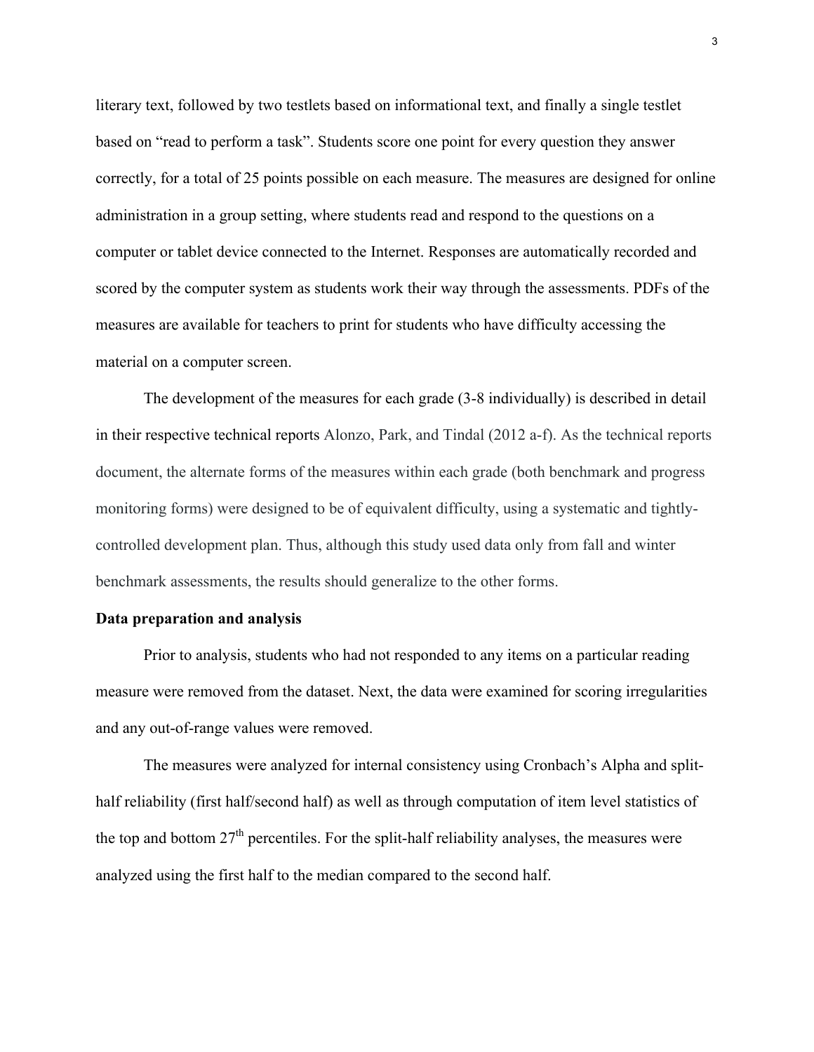literary text, followed by two testlets based on informational text, and finally a single testlet based on "read to perform a task". Students score one point for every question they answer correctly, for a total of 25 points possible on each measure. The measures are designed for online administration in a group setting, where students read and respond to the questions on a computer or tablet device connected to the Internet. Responses are automatically recorded and scored by the computer system as students work their way through the assessments. PDFs of the measures are available for teachers to print for students who have difficulty accessing the material on a computer screen.

The development of the measures for each grade (3-8 individually) is described in detail in their respective technical reports Alonzo, Park, and Tindal (2012 a-f). As the technical reports document, the alternate forms of the measures within each grade (both benchmark and progress monitoring forms) were designed to be of equivalent difficulty, using a systematic and tightly-controlled development plan. Thus, although this study used data only from fall and winter benchmark assessments, the results should generalize to the other forms.

**Data preparation and analysis**

Prior to analysis, students who had not responded to any items on a particular reading measure were removed from the dataset. Next, the data were examined for scoring irregularities and any out-of-range values were removed.

The measures were analyzed for internal consistency using Cronbach's Alpha and split-half reliability (first half/second half) as well as through computation of item level statistics of the top and bottom 27$^{th}$ percentiles. For the split-half reliability analyses, the measures were analyzed using the first half to the median compared to the second half.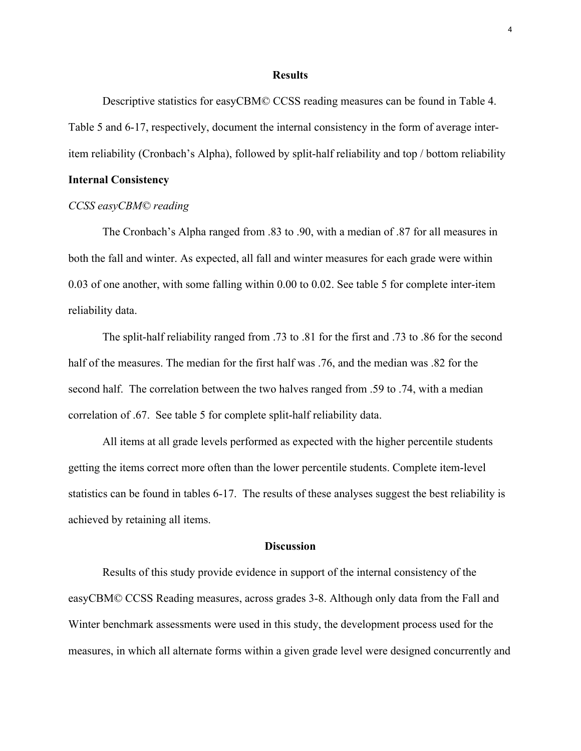## Results

Descriptive statistics for easyCBM© CCSS reading measures can be found in Table 4. Table 5 and 6-17, respectively, document the internal consistency in the form of average inter-item reliability (Cronbach's Alpha), followed by split-half reliability and top / bottom reliability

### Internal Consistency

*CCSS easyCBM© reading*

The Cronbach's Alpha ranged from .83 to .90, with a median of .87 for all measures in both the fall and winter. As expected, all fall and winter measures for each grade were within 0.03 of one another, with some falling within 0.00 to 0.02. See table 5 for complete inter-item reliability data.

The split-half reliability ranged from .73 to .81 for the first and .73 to .86 for the second half of the measures. The median for the first half was .76, and the median was .82 for the second half. The correlation between the two halves ranged from .59 to .74, with a median correlation of .67. See table 5 for complete split-half reliability data.

All items at all grade levels performed as expected with the higher percentile students getting the items correct more often than the lower percentile students. Complete item-level statistics can be found in tables 6-17. The results of these analyses suggest the best reliability is achieved by retaining all items.

## Discussion

Results of this study provide evidence in support of the internal consistency of the easyCBM© CCSS Reading measures, across grades 3-8. Although only data from the Fall and Winter benchmark assessments were used in this study, the development process used for the measures, in which all alternate forms within a given grade level were designed concurrently and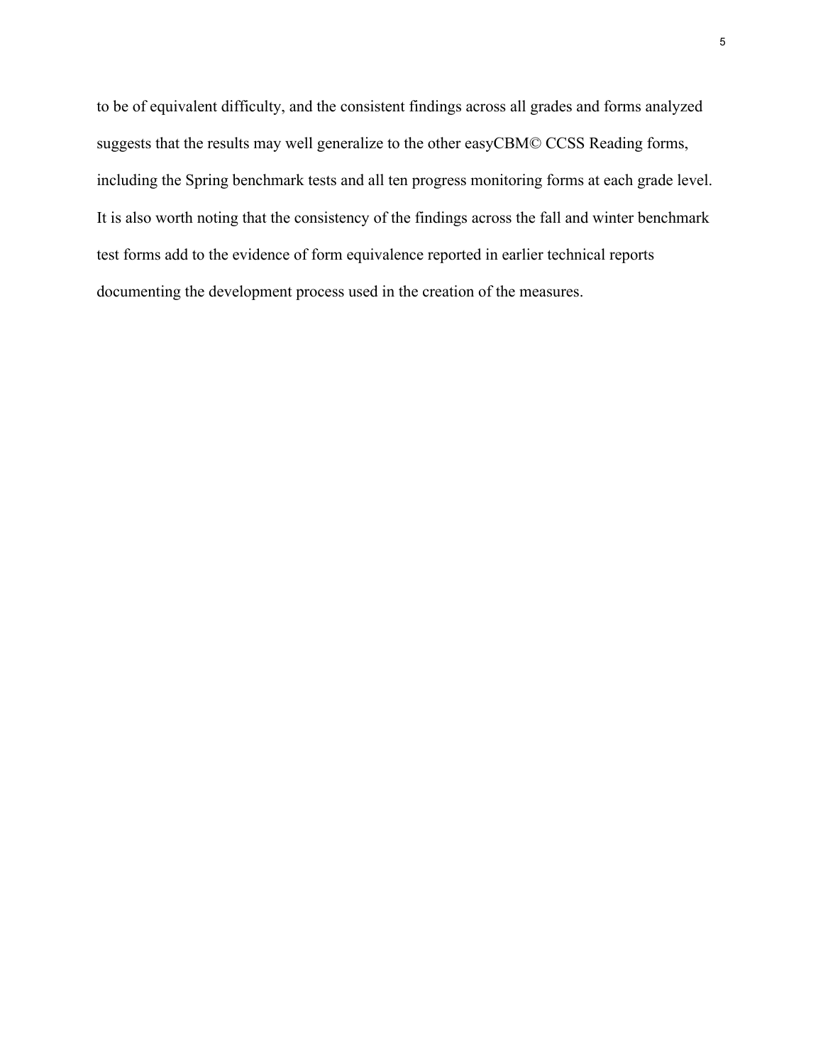to be of equivalent difficulty, and the consistent findings across all grades and forms analyzed suggests that the results may well generalize to the other easyCBM© CCSS Reading forms, including the Spring benchmark tests and all ten progress monitoring forms at each grade level. It is also worth noting that the consistency of the findings across the fall and winter benchmark test forms add to the evidence of form equivalence reported in earlier technical reports documenting the development process used in the creation of the measures.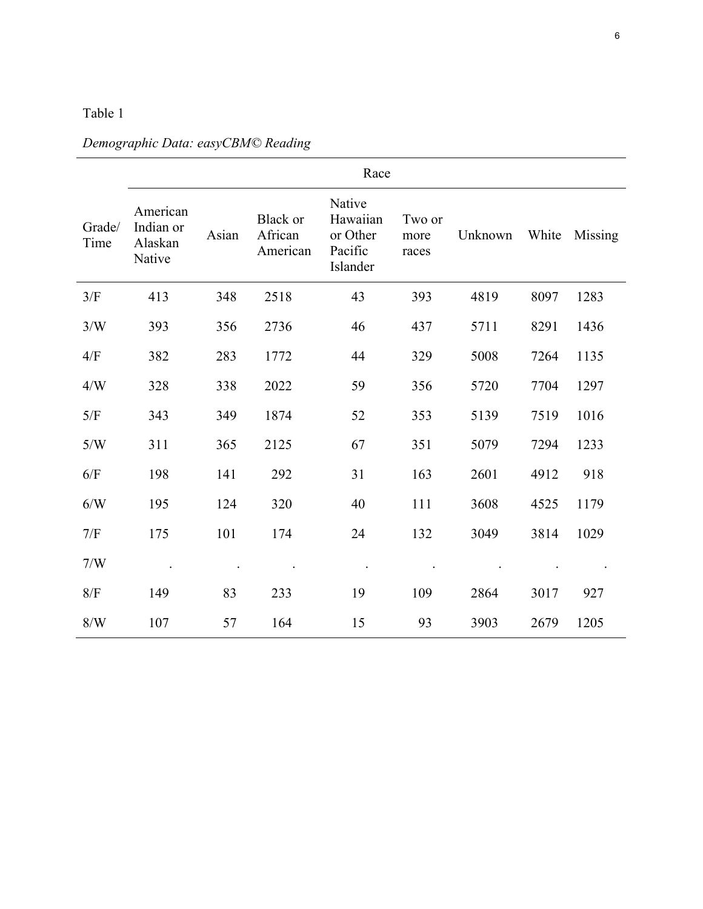Table 1

*Demographic Data: easyCBM© Reading*

| Grade/ Time | Race | | | | | | | |
|---|---|---|---|---|---|---|---|---|
| | American Indian or Alaskan Native | Asian | Black or African American | Native Hawaiian or Other Pacific Islander | Two or more races | Unknown | White | Missing |
| 3/F | 413 | 348 | 2518 | 43 | 393 | 4819 | 8097 | 1283 |
| 3/W | 393 | 356 | 2736 | 46 | 437 | 5711 | 8291 | 1436 |
| 4/F | 382 | 283 | 1772 | 44 | 329 | 5008 | 7264 | 1135 |
| 4/W | 328 | 338 | 2022 | 59 | 356 | 5720 | 7704 | 1297 |
| 5/F | 343 | 349 | 1874 | 52 | 353 | 5139 | 7519 | 1016 |
| 5/W | 311 | 365 | 2125 | 67 | 351 | 5079 | 7294 | 1233 |
| 6/F | 198 | 141 | 292 | 31 | 163 | 2601 | 4912 | 918 |
| 6/W | 195 | 124 | 320 | 40 | 111 | 3608 | 4525 | 1179 |
| 7/F | 175 | 101 | 174 | 24 | 132 | 3049 | 3814 | 1029 |
| 7/W | . | . | . | . | . | . | . | . |
| 8/F | 149 | 83 | 233 | 19 | 109 | 2864 | 3017 | 927 |
| 8/W | 107 | 57 | 164 | 15 | 93 | 3903 | 2679 | 1205 |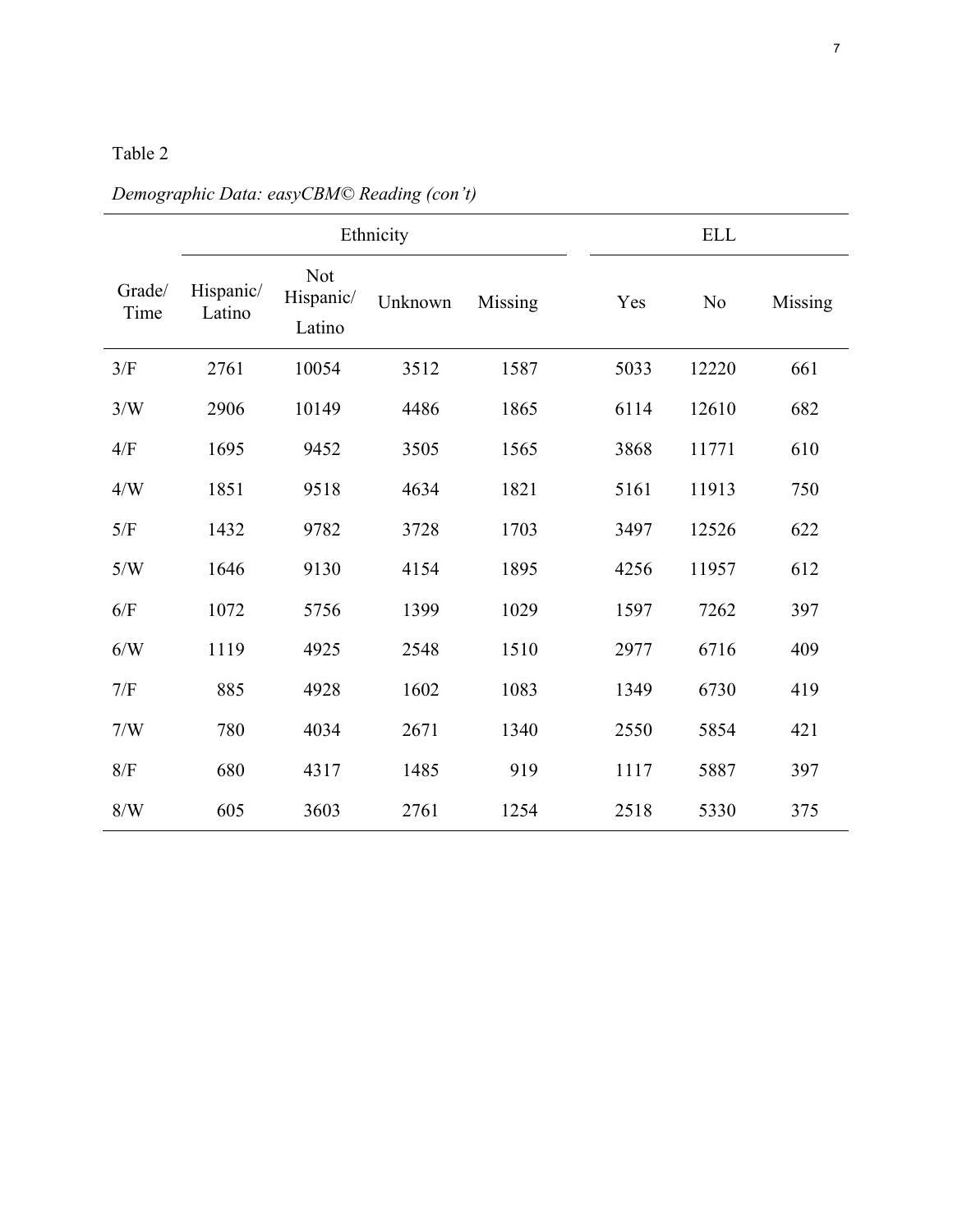Table 2

*Demographic Data: easyCBM© Reading (con't)*

| | Ethnicity | | | | ELL | | |
|---|---|---|---|---|---|---|---|
| Grade/ Time | Hispanic/ Latino | Not Hispanic/ Latino | Unknown | Missing | Yes | No | Missing |
| 3/F | 2761 | 10054 | 3512 | 1587 | 5033 | 12220 | 661 |
| 3/W | 2906 | 10149 | 4486 | 1865 | 6114 | 12610 | 682 |
| 4/F | 1695 | 9452 | 3505 | 1565 | 3868 | 11771 | 610 |
| 4/W | 1851 | 9518 | 4634 | 1821 | 5161 | 11913 | 750 |
| 5/F | 1432 | 9782 | 3728 | 1703 | 3497 | 12526 | 622 |
| 5/W | 1646 | 9130 | 4154 | 1895 | 4256 | 11957 | 612 |
| 6/F | 1072 | 5756 | 1399 | 1029 | 1597 | 7262 | 397 |
| 6/W | 1119 | 4925 | 2548 | 1510 | 2977 | 6716 | 409 |
| 7/F | 885 | 4928 | 1602 | 1083 | 1349 | 6730 | 419 |
| 7/W | 780 | 4034 | 2671 | 1340 | 2550 | 5854 | 421 |
| 8/F | 680 | 4317 | 1485 | 919 | 1117 | 5887 | 397 |
| 8/W | 605 | 3603 | 2761 | 1254 | 2518 | 5330 | 375 |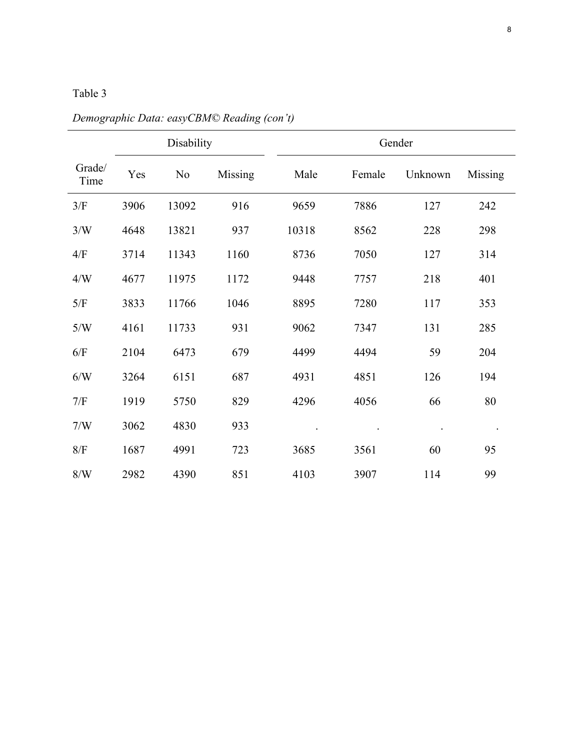Table 3

*Demographic Data: easyCBM© Reading (con't)*

| | Disability | | | Gender | | | |
|---|---|---|---|---|---|---|---|
| Grade/ Time | Yes | No | Missing | Male | Female | Unknown | Missing |
| 3/F | 3906 | 13092 | 916 | 9659 | 7886 | 127 | 242 |
| 3/W | 4648 | 13821 | 937 | 10318 | 8562 | 228 | 298 |
| 4/F | 3714 | 11343 | 1160 | 8736 | 7050 | 127 | 314 |
| 4/W | 4677 | 11975 | 1172 | 9448 | 7757 | 218 | 401 |
| 5/F | 3833 | 11766 | 1046 | 8895 | 7280 | 117 | 353 |
| 5/W | 4161 | 11733 | 931 | 9062 | 7347 | 131 | 285 |
| 6/F | 2104 | 6473 | 679 | 4499 | 4494 | 59 | 204 |
| 6/W | 3264 | 6151 | 687 | 4931 | 4851 | 126 | 194 |
| 7/F | 1919 | 5750 | 829 | 4296 | 4056 | 66 | 80 |
| 7/W | 3062 | 4830 | 933 | . | . | . | . |
| 8/F | 1687 | 4991 | 723 | 3685 | 3561 | 60 | 95 |
| 8/W | 2982 | 4390 | 851 | 4103 | 3907 | 114 | 99 |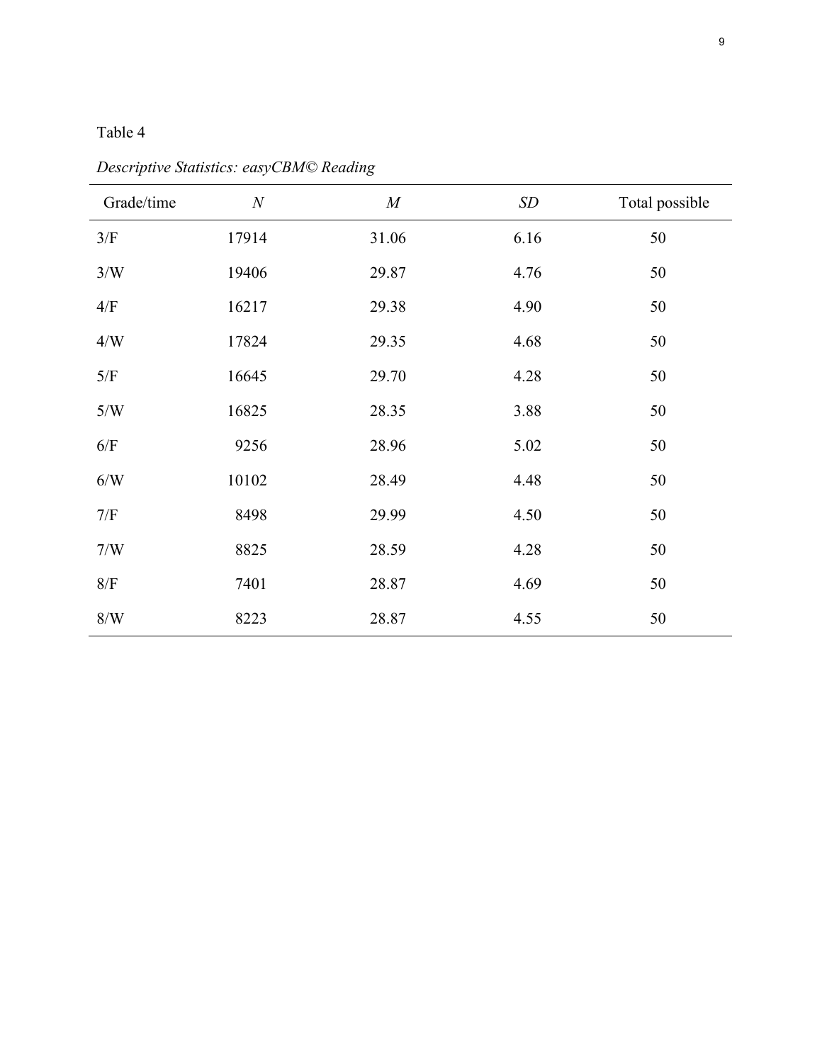Table 4

*Descriptive Statistics: easyCBM© Reading*

| Grade/time | *N* | *M* | *SD* | Total possible |
|---|---|---|---|---|
| 3/F | 17914 | 31.06 | 6.16 | 50 |
| 3/W | 19406 | 29.87 | 4.76 | 50 |
| 4/F | 16217 | 29.38 | 4.90 | 50 |
| 4/W | 17824 | 29.35 | 4.68 | 50 |
| 5/F | 16645 | 29.70 | 4.28 | 50 |
| 5/W | 16825 | 28.35 | 3.88 | 50 |
| 6/F | 9256 | 28.96 | 5.02 | 50 |
| 6/W | 10102 | 28.49 | 4.48 | 50 |
| 7/F | 8498 | 29.99 | 4.50 | 50 |
| 7/W | 8825 | 28.59 | 4.28 | 50 |
| 8/F | 7401 | 28.87 | 4.69 | 50 |
| 8/W | 8223 | 28.87 | 4.55 | 50 |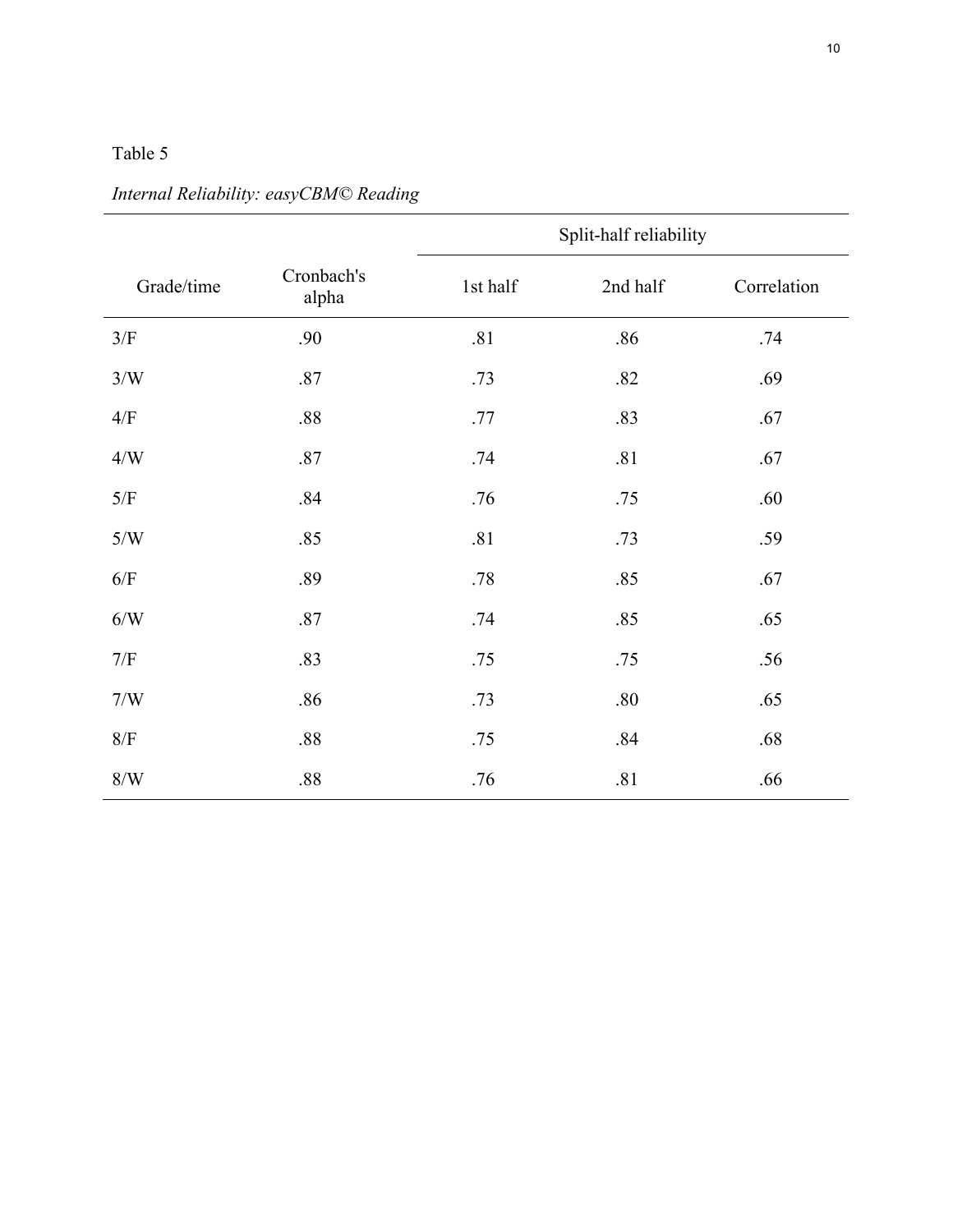Table 5

*Internal Reliability: easyCBM© Reading*

| Grade/time | Cronbach's alpha | Split-half reliability | | |
|---|---|---|---|---|
| | | 1st half | 2nd half | Correlation |
| 3/F | .90 | .81 | .86 | .74 |
| 3/W | .87 | .73 | .82 | .69 |
| 4/F | .88 | .77 | .83 | .67 |
| 4/W | .87 | .74 | .81 | .67 |
| 5/F | .84 | .76 | .75 | .60 |
| 5/W | .85 | .81 | .73 | .59 |
| 6/F | .89 | .78 | .85 | .67 |
| 6/W | .87 | .74 | .85 | .65 |
| 7/F | .83 | .75 | .75 | .56 |
| 7/W | .86 | .73 | .80 | .65 |
| 8/F | .88 | .75 | .84 | .68 |
| 8/W | .88 | .76 | .81 | .66 |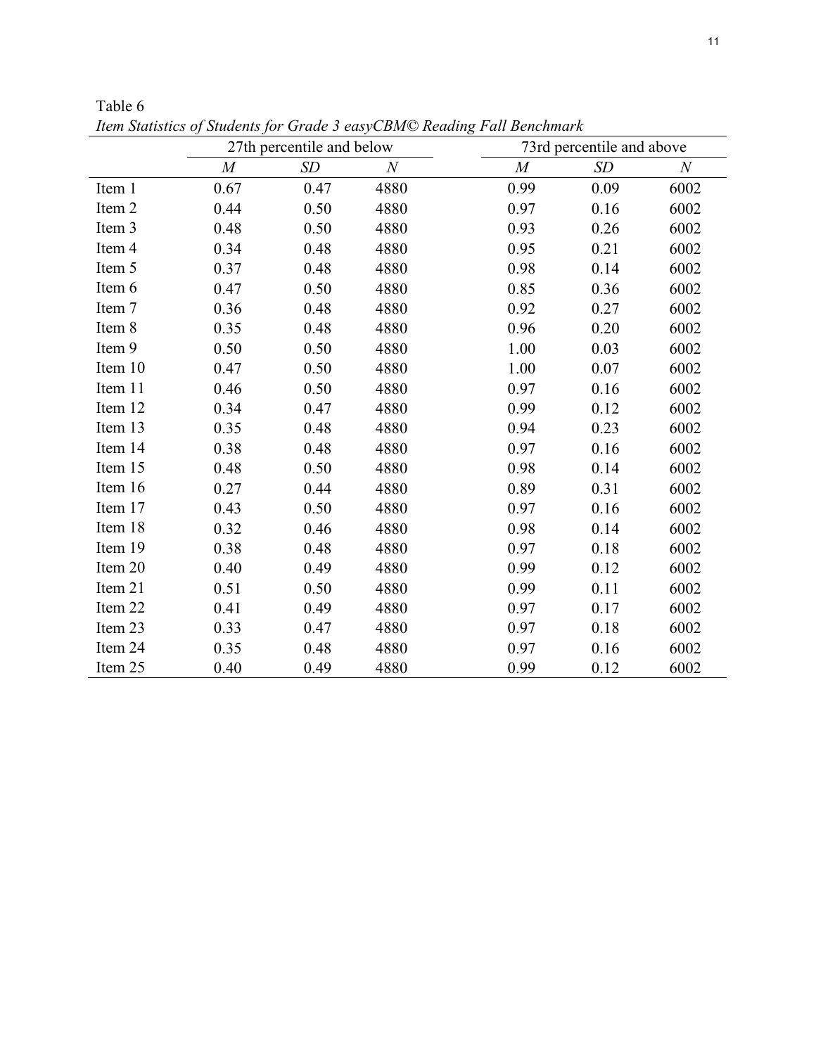Table 6

*Item Statistics of Students for Grade 3 easyCBM© Reading Fall Benchmark*

| | 27th percentile and below | | | 73rd percentile and above | | |
|---|---|---|---|---|---|---|
| | *M* | *SD* | *N* | *M* | *SD* | *N* |
| Item 1 | 0.67 | 0.47 | 4880 | 0.99 | 0.09 | 6002 |
| Item 2 | 0.44 | 0.50 | 4880 | 0.97 | 0.16 | 6002 |
| Item 3 | 0.48 | 0.50 | 4880 | 0.93 | 0.26 | 6002 |
| Item 4 | 0.34 | 0.48 | 4880 | 0.95 | 0.21 | 6002 |
| Item 5 | 0.37 | 0.48 | 4880 | 0.98 | 0.14 | 6002 |
| Item 6 | 0.47 | 0.50 | 4880 | 0.85 | 0.36 | 6002 |
| Item 7 | 0.36 | 0.48 | 4880 | 0.92 | 0.27 | 6002 |
| Item 8 | 0.35 | 0.48 | 4880 | 0.96 | 0.20 | 6002 |
| Item 9 | 0.50 | 0.50 | 4880 | 1.00 | 0.03 | 6002 |
| Item 10 | 0.47 | 0.50 | 4880 | 1.00 | 0.07 | 6002 |
| Item 11 | 0.46 | 0.50 | 4880 | 0.97 | 0.16 | 6002 |
| Item 12 | 0.34 | 0.47 | 4880 | 0.99 | 0.12 | 6002 |
| Item 13 | 0.35 | 0.48 | 4880 | 0.94 | 0.23 | 6002 |
| Item 14 | 0.38 | 0.48 | 4880 | 0.97 | 0.16 | 6002 |
| Item 15 | 0.48 | 0.50 | 4880 | 0.98 | 0.14 | 6002 |
| Item 16 | 0.27 | 0.44 | 4880 | 0.89 | 0.31 | 6002 |
| Item 17 | 0.43 | 0.50 | 4880 | 0.97 | 0.16 | 6002 |
| Item 18 | 0.32 | 0.46 | 4880 | 0.98 | 0.14 | 6002 |
| Item 19 | 0.38 | 0.48 | 4880 | 0.97 | 0.18 | 6002 |
| Item 20 | 0.40 | 0.49 | 4880 | 0.99 | 0.12 | 6002 |
| Item 21 | 0.51 | 0.50 | 4880 | 0.99 | 0.11 | 6002 |
| Item 22 | 0.41 | 0.49 | 4880 | 0.97 | 0.17 | 6002 |
| Item 23 | 0.33 | 0.47 | 4880 | 0.97 | 0.18 | 6002 |
| Item 24 | 0.35 | 0.48 | 4880 | 0.97 | 0.16 | 6002 |
| Item 25 | 0.40 | 0.49 | 4880 | 0.99 | 0.12 | 6002 |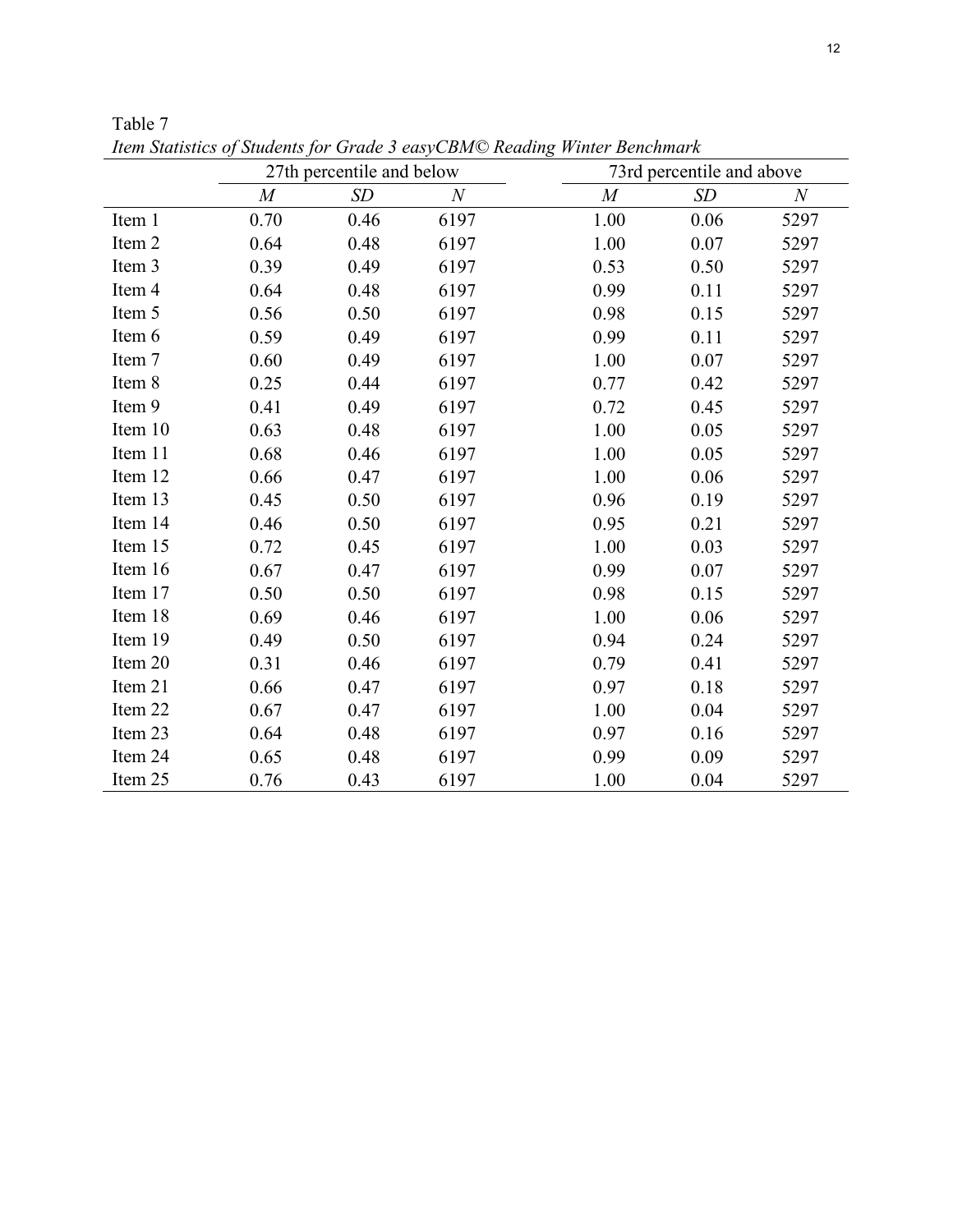Table 7

*Item Statistics of Students for Grade 3 easyCBM© Reading Winter Benchmark*

| | 27th percentile and below | | | 73rd percentile and above | | |
|---|---|---|---|---|---|---|
| | *M* | *SD* | *N* | *M* | *SD* | *N* |
| Item 1 | 0.70 | 0.46 | 6197 | 1.00 | 0.06 | 5297 |
| Item 2 | 0.64 | 0.48 | 6197 | 1.00 | 0.07 | 5297 |
| Item 3 | 0.39 | 0.49 | 6197 | 0.53 | 0.50 | 5297 |
| Item 4 | 0.64 | 0.48 | 6197 | 0.99 | 0.11 | 5297 |
| Item 5 | 0.56 | 0.50 | 6197 | 0.98 | 0.15 | 5297 |
| Item 6 | 0.59 | 0.49 | 6197 | 0.99 | 0.11 | 5297 |
| Item 7 | 0.60 | 0.49 | 6197 | 1.00 | 0.07 | 5297 |
| Item 8 | 0.25 | 0.44 | 6197 | 0.77 | 0.42 | 5297 |
| Item 9 | 0.41 | 0.49 | 6197 | 0.72 | 0.45 | 5297 |
| Item 10 | 0.63 | 0.48 | 6197 | 1.00 | 0.05 | 5297 |
| Item 11 | 0.68 | 0.46 | 6197 | 1.00 | 0.05 | 5297 |
| Item 12 | 0.66 | 0.47 | 6197 | 1.00 | 0.06 | 5297 |
| Item 13 | 0.45 | 0.50 | 6197 | 0.96 | 0.19 | 5297 |
| Item 14 | 0.46 | 0.50 | 6197 | 0.95 | 0.21 | 5297 |
| Item 15 | 0.72 | 0.45 | 6197 | 1.00 | 0.03 | 5297 |
| Item 16 | 0.67 | 0.47 | 6197 | 0.99 | 0.07 | 5297 |
| Item 17 | 0.50 | 0.50 | 6197 | 0.98 | 0.15 | 5297 |
| Item 18 | 0.69 | 0.46 | 6197 | 1.00 | 0.06 | 5297 |
| Item 19 | 0.49 | 0.50 | 6197 | 0.94 | 0.24 | 5297 |
| Item 20 | 0.31 | 0.46 | 6197 | 0.79 | 0.41 | 5297 |
| Item 21 | 0.66 | 0.47 | 6197 | 0.97 | 0.18 | 5297 |
| Item 22 | 0.67 | 0.47 | 6197 | 1.00 | 0.04 | 5297 |
| Item 23 | 0.64 | 0.48 | 6197 | 0.97 | 0.16 | 5297 |
| Item 24 | 0.65 | 0.48 | 6197 | 0.99 | 0.09 | 5297 |
| Item 25 | 0.76 | 0.43 | 6197 | 1.00 | 0.04 | 5297 |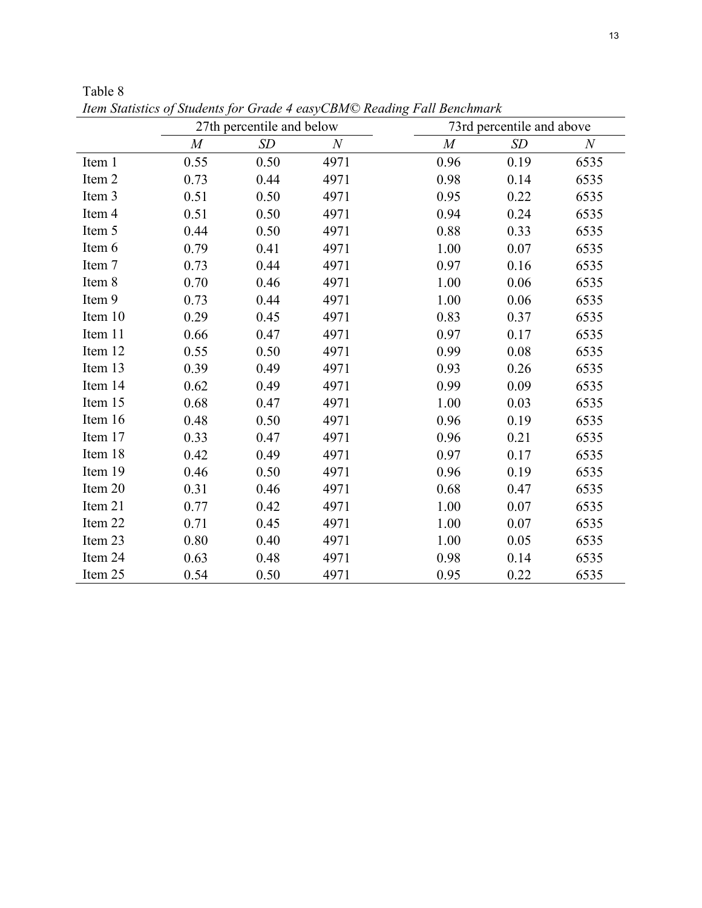Table 8

*Item Statistics of Students for Grade 4 easyCBM© Reading Fall Benchmark*

| | 27th percentile and below | | | 73rd percentile and above | | |
|---|---|---|---|---|---|---|
| | *M* | *SD* | *N* | *M* | *SD* | *N* |
| Item 1 | 0.55 | 0.50 | 4971 | 0.96 | 0.19 | 6535 |
| Item 2 | 0.73 | 0.44 | 4971 | 0.98 | 0.14 | 6535 |
| Item 3 | 0.51 | 0.50 | 4971 | 0.95 | 0.22 | 6535 |
| Item 4 | 0.51 | 0.50 | 4971 | 0.94 | 0.24 | 6535 |
| Item 5 | 0.44 | 0.50 | 4971 | 0.88 | 0.33 | 6535 |
| Item 6 | 0.79 | 0.41 | 4971 | 1.00 | 0.07 | 6535 |
| Item 7 | 0.73 | 0.44 | 4971 | 0.97 | 0.16 | 6535 |
| Item 8 | 0.70 | 0.46 | 4971 | 1.00 | 0.06 | 6535 |
| Item 9 | 0.73 | 0.44 | 4971 | 1.00 | 0.06 | 6535 |
| Item 10 | 0.29 | 0.45 | 4971 | 0.83 | 0.37 | 6535 |
| Item 11 | 0.66 | 0.47 | 4971 | 0.97 | 0.17 | 6535 |
| Item 12 | 0.55 | 0.50 | 4971 | 0.99 | 0.08 | 6535 |
| Item 13 | 0.39 | 0.49 | 4971 | 0.93 | 0.26 | 6535 |
| Item 14 | 0.62 | 0.49 | 4971 | 0.99 | 0.09 | 6535 |
| Item 15 | 0.68 | 0.47 | 4971 | 1.00 | 0.03 | 6535 |
| Item 16 | 0.48 | 0.50 | 4971 | 0.96 | 0.19 | 6535 |
| Item 17 | 0.33 | 0.47 | 4971 | 0.96 | 0.21 | 6535 |
| Item 18 | 0.42 | 0.49 | 4971 | 0.97 | 0.17 | 6535 |
| Item 19 | 0.46 | 0.50 | 4971 | 0.96 | 0.19 | 6535 |
| Item 20 | 0.31 | 0.46 | 4971 | 0.68 | 0.47 | 6535 |
| Item 21 | 0.77 | 0.42 | 4971 | 1.00 | 0.07 | 6535 |
| Item 22 | 0.71 | 0.45 | 4971 | 1.00 | 0.07 | 6535 |
| Item 23 | 0.80 | 0.40 | 4971 | 1.00 | 0.05 | 6535 |
| Item 24 | 0.63 | 0.48 | 4971 | 0.98 | 0.14 | 6535 |
| Item 25 | 0.54 | 0.50 | 4971 | 0.95 | 0.22 | 6535 |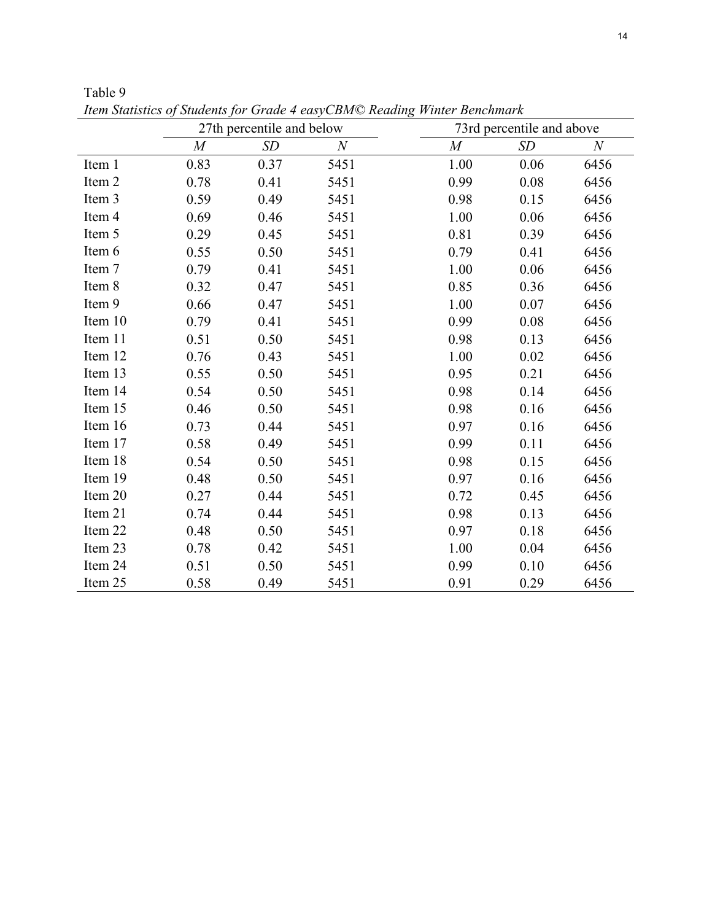Table 9

*Item Statistics of Students for Grade 4 easyCBM© Reading Winter Benchmark*

| | 27th percentile and below | | | 73rd percentile and above | | |
|---|---|---|---|---|---|---|
| | *M* | *SD* | *N* | *M* | *SD* | *N* |
| Item 1 | 0.83 | 0.37 | 5451 | 1.00 | 0.06 | 6456 |
| Item 2 | 0.78 | 0.41 | 5451 | 0.99 | 0.08 | 6456 |
| Item 3 | 0.59 | 0.49 | 5451 | 0.98 | 0.15 | 6456 |
| Item 4 | 0.69 | 0.46 | 5451 | 1.00 | 0.06 | 6456 |
| Item 5 | 0.29 | 0.45 | 5451 | 0.81 | 0.39 | 6456 |
| Item 6 | 0.55 | 0.50 | 5451 | 0.79 | 0.41 | 6456 |
| Item 7 | 0.79 | 0.41 | 5451 | 1.00 | 0.06 | 6456 |
| Item 8 | 0.32 | 0.47 | 5451 | 0.85 | 0.36 | 6456 |
| Item 9 | 0.66 | 0.47 | 5451 | 1.00 | 0.07 | 6456 |
| Item 10 | 0.79 | 0.41 | 5451 | 0.99 | 0.08 | 6456 |
| Item 11 | 0.51 | 0.50 | 5451 | 0.98 | 0.13 | 6456 |
| Item 12 | 0.76 | 0.43 | 5451 | 1.00 | 0.02 | 6456 |
| Item 13 | 0.55 | 0.50 | 5451 | 0.95 | 0.21 | 6456 |
| Item 14 | 0.54 | 0.50 | 5451 | 0.98 | 0.14 | 6456 |
| Item 15 | 0.46 | 0.50 | 5451 | 0.98 | 0.16 | 6456 |
| Item 16 | 0.73 | 0.44 | 5451 | 0.97 | 0.16 | 6456 |
| Item 17 | 0.58 | 0.49 | 5451 | 0.99 | 0.11 | 6456 |
| Item 18 | 0.54 | 0.50 | 5451 | 0.98 | 0.15 | 6456 |
| Item 19 | 0.48 | 0.50 | 5451 | 0.97 | 0.16 | 6456 |
| Item 20 | 0.27 | 0.44 | 5451 | 0.72 | 0.45 | 6456 |
| Item 21 | 0.74 | 0.44 | 5451 | 0.98 | 0.13 | 6456 |
| Item 22 | 0.48 | 0.50 | 5451 | 0.97 | 0.18 | 6456 |
| Item 23 | 0.78 | 0.42 | 5451 | 1.00 | 0.04 | 6456 |
| Item 24 | 0.51 | 0.50 | 5451 | 0.99 | 0.10 | 6456 |
| Item 25 | 0.58 | 0.49 | 5451 | 0.91 | 0.29 | 6456 |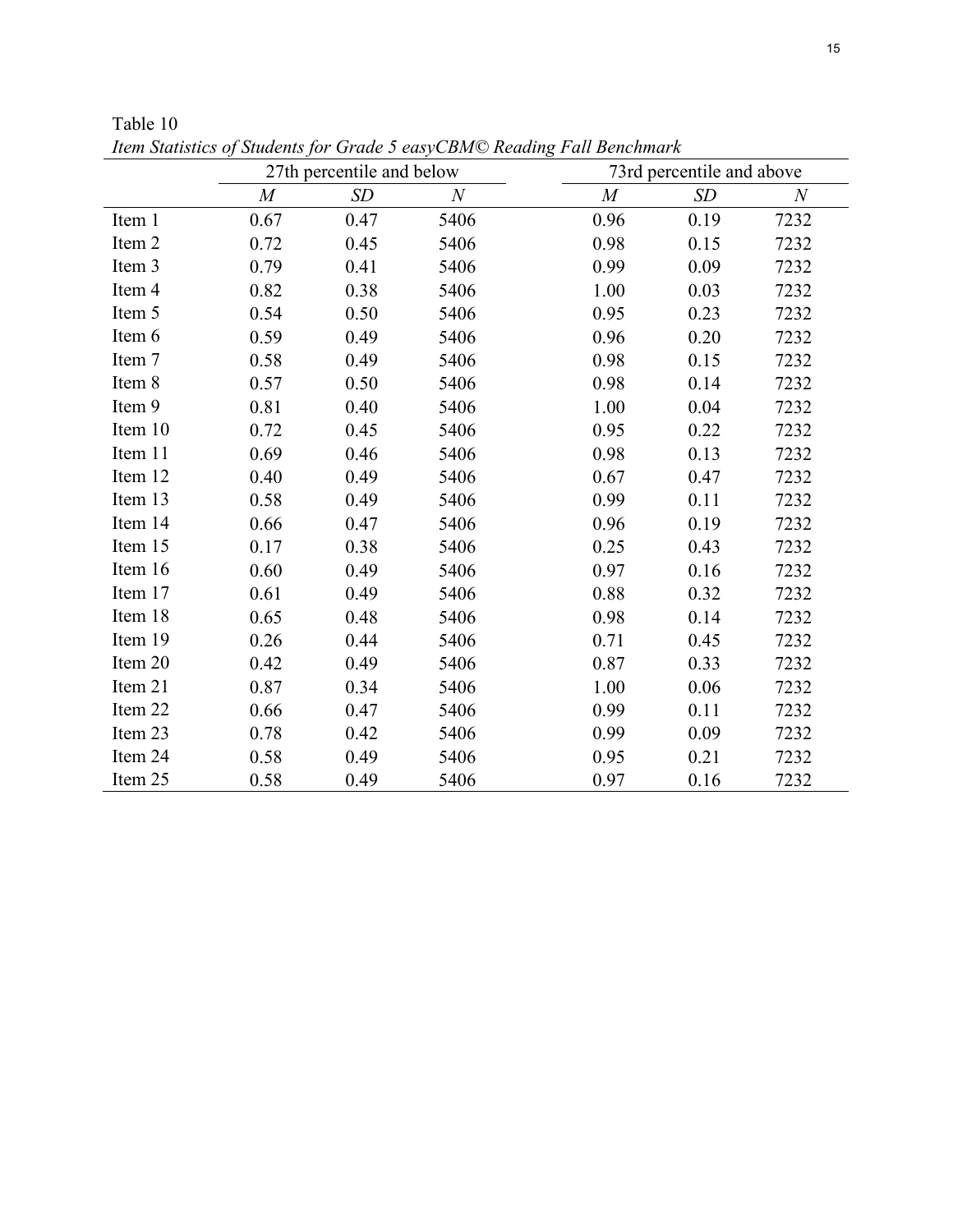Table 10

*Item Statistics of Students for Grade 5 easyCBM© Reading Fall Benchmark*

| | 27th percentile and below | | | 73rd percentile and above | | |
|---|---|---|---|---|---|---|
| | *M* | *SD* | *N* | *M* | *SD* | *N* |
| Item 1 | 0.67 | 0.47 | 5406 | 0.96 | 0.19 | 7232 |
| Item 2 | 0.72 | 0.45 | 5406 | 0.98 | 0.15 | 7232 |
| Item 3 | 0.79 | 0.41 | 5406 | 0.99 | 0.09 | 7232 |
| Item 4 | 0.82 | 0.38 | 5406 | 1.00 | 0.03 | 7232 |
| Item 5 | 0.54 | 0.50 | 5406 | 0.95 | 0.23 | 7232 |
| Item 6 | 0.59 | 0.49 | 5406 | 0.96 | 0.20 | 7232 |
| Item 7 | 0.58 | 0.49 | 5406 | 0.98 | 0.15 | 7232 |
| Item 8 | 0.57 | 0.50 | 5406 | 0.98 | 0.14 | 7232 |
| Item 9 | 0.81 | 0.40 | 5406 | 1.00 | 0.04 | 7232 |
| Item 10 | 0.72 | 0.45 | 5406 | 0.95 | 0.22 | 7232 |
| Item 11 | 0.69 | 0.46 | 5406 | 0.98 | 0.13 | 7232 |
| Item 12 | 0.40 | 0.49 | 5406 | 0.67 | 0.47 | 7232 |
| Item 13 | 0.58 | 0.49 | 5406 | 0.99 | 0.11 | 7232 |
| Item 14 | 0.66 | 0.47 | 5406 | 0.96 | 0.19 | 7232 |
| Item 15 | 0.17 | 0.38 | 5406 | 0.25 | 0.43 | 7232 |
| Item 16 | 0.60 | 0.49 | 5406 | 0.97 | 0.16 | 7232 |
| Item 17 | 0.61 | 0.49 | 5406 | 0.88 | 0.32 | 7232 |
| Item 18 | 0.65 | 0.48 | 5406 | 0.98 | 0.14 | 7232 |
| Item 19 | 0.26 | 0.44 | 5406 | 0.71 | 0.45 | 7232 |
| Item 20 | 0.42 | 0.49 | 5406 | 0.87 | 0.33 | 7232 |
| Item 21 | 0.87 | 0.34 | 5406 | 1.00 | 0.06 | 7232 |
| Item 22 | 0.66 | 0.47 | 5406 | 0.99 | 0.11 | 7232 |
| Item 23 | 0.78 | 0.42 | 5406 | 0.99 | 0.09 | 7232 |
| Item 24 | 0.58 | 0.49 | 5406 | 0.95 | 0.21 | 7232 |
| Item 25 | 0.58 | 0.49 | 5406 | 0.97 | 0.16 | 7232 |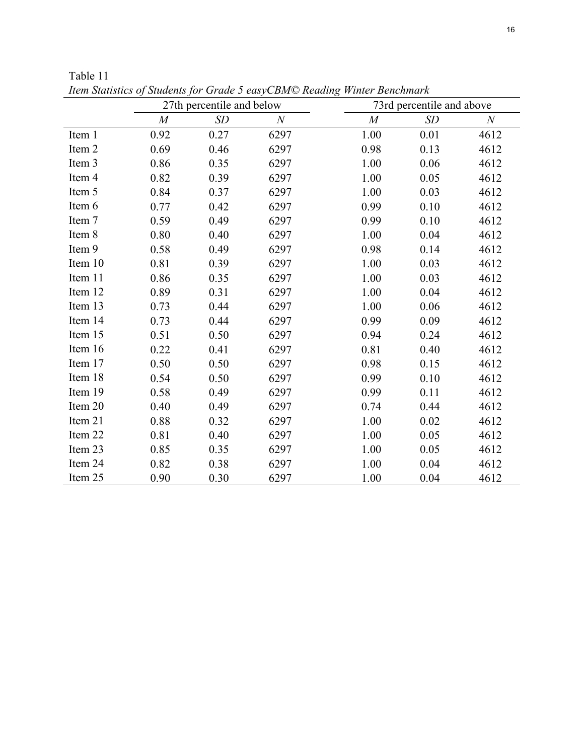Table 11

*Item Statistics of Students for Grade 5 easyCBM© Reading Winter Benchmark*

| | 27th percentile and below | | | 73rd percentile and above | | |
|---|---|---|---|---|---|---|
| | *M* | *SD* | *N* | *M* | *SD* | *N* |
| Item 1 | 0.92 | 0.27 | 6297 | 1.00 | 0.01 | 4612 |
| Item 2 | 0.69 | 0.46 | 6297 | 0.98 | 0.13 | 4612 |
| Item 3 | 0.86 | 0.35 | 6297 | 1.00 | 0.06 | 4612 |
| Item 4 | 0.82 | 0.39 | 6297 | 1.00 | 0.05 | 4612 |
| Item 5 | 0.84 | 0.37 | 6297 | 1.00 | 0.03 | 4612 |
| Item 6 | 0.77 | 0.42 | 6297 | 0.99 | 0.10 | 4612 |
| Item 7 | 0.59 | 0.49 | 6297 | 0.99 | 0.10 | 4612 |
| Item 8 | 0.80 | 0.40 | 6297 | 1.00 | 0.04 | 4612 |
| Item 9 | 0.58 | 0.49 | 6297 | 0.98 | 0.14 | 4612 |
| Item 10 | 0.81 | 0.39 | 6297 | 1.00 | 0.03 | 4612 |
| Item 11 | 0.86 | 0.35 | 6297 | 1.00 | 0.03 | 4612 |
| Item 12 | 0.89 | 0.31 | 6297 | 1.00 | 0.04 | 4612 |
| Item 13 | 0.73 | 0.44 | 6297 | 1.00 | 0.06 | 4612 |
| Item 14 | 0.73 | 0.44 | 6297 | 0.99 | 0.09 | 4612 |
| Item 15 | 0.51 | 0.50 | 6297 | 0.94 | 0.24 | 4612 |
| Item 16 | 0.22 | 0.41 | 6297 | 0.81 | 0.40 | 4612 |
| Item 17 | 0.50 | 0.50 | 6297 | 0.98 | 0.15 | 4612 |
| Item 18 | 0.54 | 0.50 | 6297 | 0.99 | 0.10 | 4612 |
| Item 19 | 0.58 | 0.49 | 6297 | 0.99 | 0.11 | 4612 |
| Item 20 | 0.40 | 0.49 | 6297 | 0.74 | 0.44 | 4612 |
| Item 21 | 0.88 | 0.32 | 6297 | 1.00 | 0.02 | 4612 |
| Item 22 | 0.81 | 0.40 | 6297 | 1.00 | 0.05 | 4612 |
| Item 23 | 0.85 | 0.35 | 6297 | 1.00 | 0.05 | 4612 |
| Item 24 | 0.82 | 0.38 | 6297 | 1.00 | 0.04 | 4612 |
| Item 25 | 0.90 | 0.30 | 6297 | 1.00 | 0.04 | 4612 |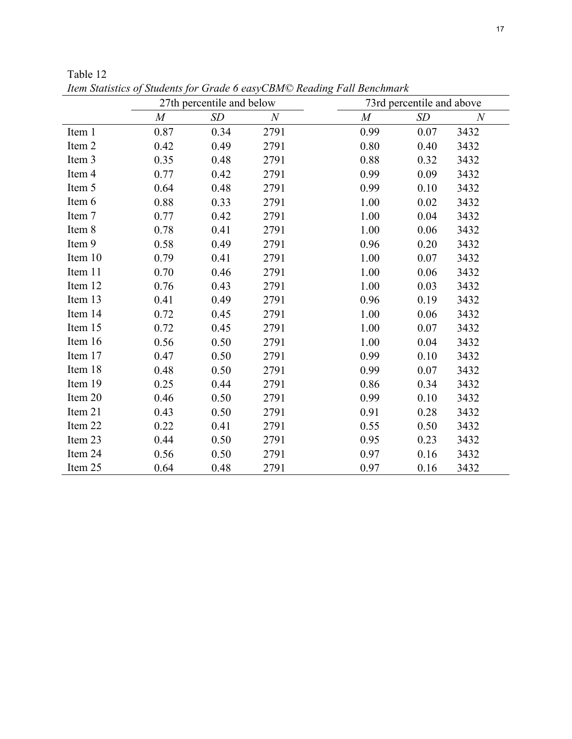Table 12

*Item Statistics of Students for Grade 6 easyCBM© Reading Fall Benchmark*

| | 27th percentile and below | | | 73rd percentile and above | | |
|---|---|---|---|---|---|---|
| | *M* | *SD* | *N* | *M* | *SD* | *N* |
| Item 1 | 0.87 | 0.34 | 2791 | 0.99 | 0.07 | 3432 |
| Item 2 | 0.42 | 0.49 | 2791 | 0.80 | 0.40 | 3432 |
| Item 3 | 0.35 | 0.48 | 2791 | 0.88 | 0.32 | 3432 |
| Item 4 | 0.77 | 0.42 | 2791 | 0.99 | 0.09 | 3432 |
| Item 5 | 0.64 | 0.48 | 2791 | 0.99 | 0.10 | 3432 |
| Item 6 | 0.88 | 0.33 | 2791 | 1.00 | 0.02 | 3432 |
| Item 7 | 0.77 | 0.42 | 2791 | 1.00 | 0.04 | 3432 |
| Item 8 | 0.78 | 0.41 | 2791 | 1.00 | 0.06 | 3432 |
| Item 9 | 0.58 | 0.49 | 2791 | 0.96 | 0.20 | 3432 |
| Item 10 | 0.79 | 0.41 | 2791 | 1.00 | 0.07 | 3432 |
| Item 11 | 0.70 | 0.46 | 2791 | 1.00 | 0.06 | 3432 |
| Item 12 | 0.76 | 0.43 | 2791 | 1.00 | 0.03 | 3432 |
| Item 13 | 0.41 | 0.49 | 2791 | 0.96 | 0.19 | 3432 |
| Item 14 | 0.72 | 0.45 | 2791 | 1.00 | 0.06 | 3432 |
| Item 15 | 0.72 | 0.45 | 2791 | 1.00 | 0.07 | 3432 |
| Item 16 | 0.56 | 0.50 | 2791 | 1.00 | 0.04 | 3432 |
| Item 17 | 0.47 | 0.50 | 2791 | 0.99 | 0.10 | 3432 |
| Item 18 | 0.48 | 0.50 | 2791 | 0.99 | 0.07 | 3432 |
| Item 19 | 0.25 | 0.44 | 2791 | 0.86 | 0.34 | 3432 |
| Item 20 | 0.46 | 0.50 | 2791 | 0.99 | 0.10 | 3432 |
| Item 21 | 0.43 | 0.50 | 2791 | 0.91 | 0.28 | 3432 |
| Item 22 | 0.22 | 0.41 | 2791 | 0.55 | 0.50 | 3432 |
| Item 23 | 0.44 | 0.50 | 2791 | 0.95 | 0.23 | 3432 |
| Item 24 | 0.56 | 0.50 | 2791 | 0.97 | 0.16 | 3432 |
| Item 25 | 0.64 | 0.48 | 2791 | 0.97 | 0.16 | 3432 |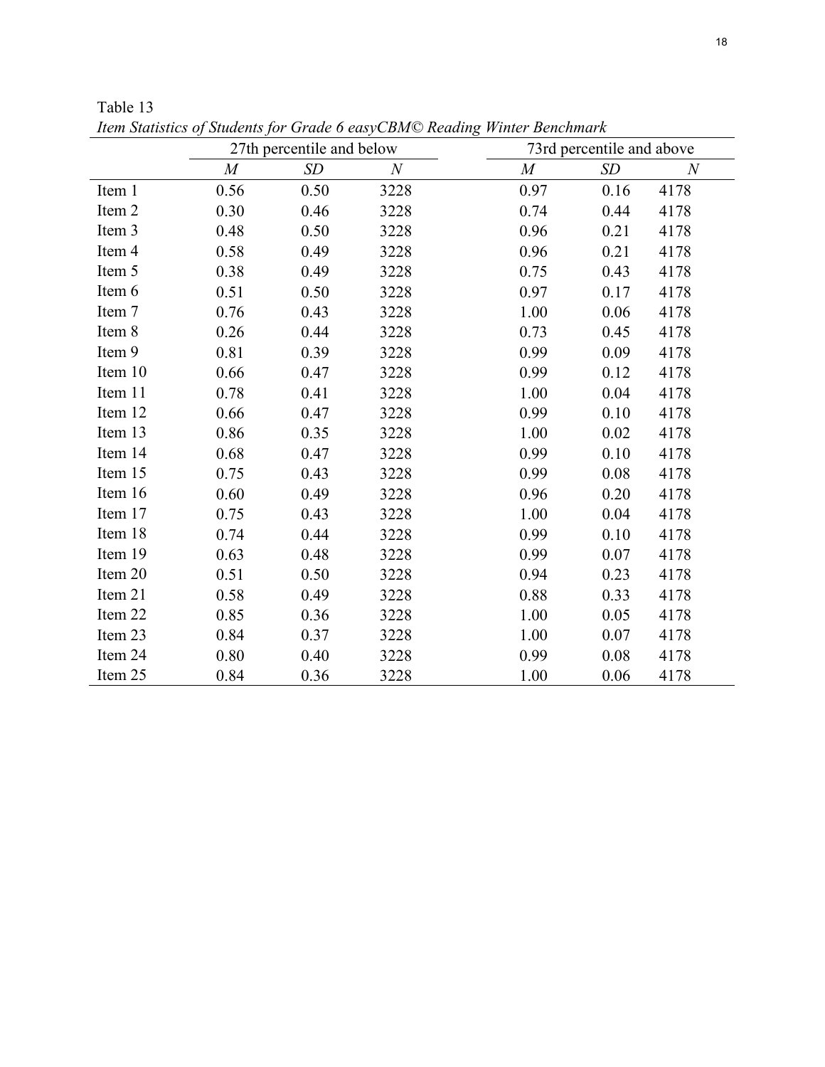Table 13

*Item Statistics of Students for Grade 6 easyCBM© Reading Winter Benchmark*

| | 27th percentile and below | | | 73rd percentile and above | | |
|---|---|---|---|---|---|---|
| | *M* | *SD* | *N* | *M* | *SD* | *N* |
| Item 1 | 0.56 | 0.50 | 3228 | 0.97 | 0.16 | 4178 |
| Item 2 | 0.30 | 0.46 | 3228 | 0.74 | 0.44 | 4178 |
| Item 3 | 0.48 | 0.50 | 3228 | 0.96 | 0.21 | 4178 |
| Item 4 | 0.58 | 0.49 | 3228 | 0.96 | 0.21 | 4178 |
| Item 5 | 0.38 | 0.49 | 3228 | 0.75 | 0.43 | 4178 |
| Item 6 | 0.51 | 0.50 | 3228 | 0.97 | 0.17 | 4178 |
| Item 7 | 0.76 | 0.43 | 3228 | 1.00 | 0.06 | 4178 |
| Item 8 | 0.26 | 0.44 | 3228 | 0.73 | 0.45 | 4178 |
| Item 9 | 0.81 | 0.39 | 3228 | 0.99 | 0.09 | 4178 |
| Item 10 | 0.66 | 0.47 | 3228 | 0.99 | 0.12 | 4178 |
| Item 11 | 0.78 | 0.41 | 3228 | 1.00 | 0.04 | 4178 |
| Item 12 | 0.66 | 0.47 | 3228 | 0.99 | 0.10 | 4178 |
| Item 13 | 0.86 | 0.35 | 3228 | 1.00 | 0.02 | 4178 |
| Item 14 | 0.68 | 0.47 | 3228 | 0.99 | 0.10 | 4178 |
| Item 15 | 0.75 | 0.43 | 3228 | 0.99 | 0.08 | 4178 |
| Item 16 | 0.60 | 0.49 | 3228 | 0.96 | 0.20 | 4178 |
| Item 17 | 0.75 | 0.43 | 3228 | 1.00 | 0.04 | 4178 |
| Item 18 | 0.74 | 0.44 | 3228 | 0.99 | 0.10 | 4178 |
| Item 19 | 0.63 | 0.48 | 3228 | 0.99 | 0.07 | 4178 |
| Item 20 | 0.51 | 0.50 | 3228 | 0.94 | 0.23 | 4178 |
| Item 21 | 0.58 | 0.49 | 3228 | 0.88 | 0.33 | 4178 |
| Item 22 | 0.85 | 0.36 | 3228 | 1.00 | 0.05 | 4178 |
| Item 23 | 0.84 | 0.37 | 3228 | 1.00 | 0.07 | 4178 |
| Item 24 | 0.80 | 0.40 | 3228 | 0.99 | 0.08 | 4178 |
| Item 25 | 0.84 | 0.36 | 3228 | 1.00 | 0.06 | 4178 |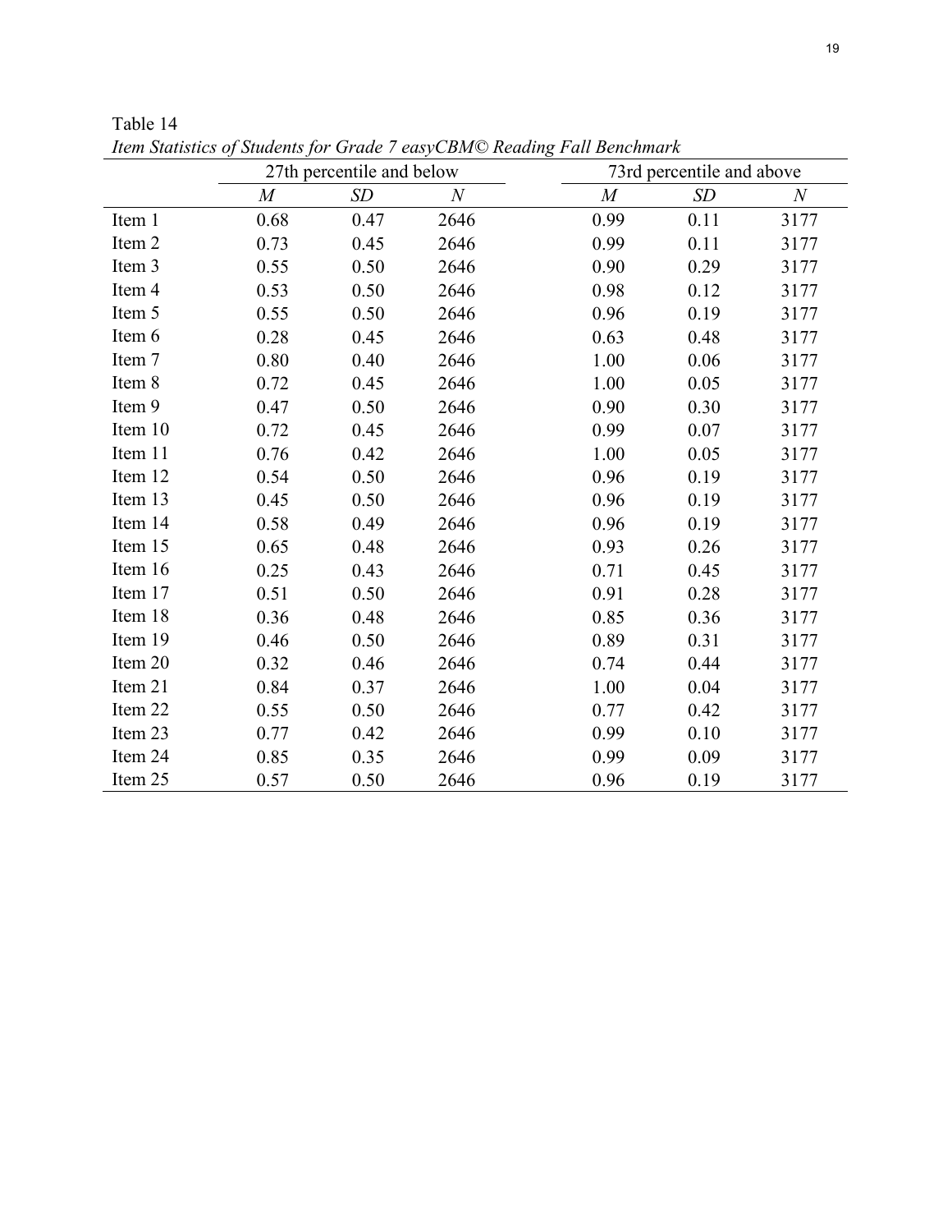Table 14

*Item Statistics of Students for Grade 7 easyCBM© Reading Fall Benchmark*

| | 27th percentile and below | | | 73rd percentile and above | | |
|---|---|---|---|---|---|---|
| | *M* | *SD* | *N* | *M* | *SD* | *N* |
| Item 1 | 0.68 | 0.47 | 2646 | 0.99 | 0.11 | 3177 |
| Item 2 | 0.73 | 0.45 | 2646 | 0.99 | 0.11 | 3177 |
| Item 3 | 0.55 | 0.50 | 2646 | 0.90 | 0.29 | 3177 |
| Item 4 | 0.53 | 0.50 | 2646 | 0.98 | 0.12 | 3177 |
| Item 5 | 0.55 | 0.50 | 2646 | 0.96 | 0.19 | 3177 |
| Item 6 | 0.28 | 0.45 | 2646 | 0.63 | 0.48 | 3177 |
| Item 7 | 0.80 | 0.40 | 2646 | 1.00 | 0.06 | 3177 |
| Item 8 | 0.72 | 0.45 | 2646 | 1.00 | 0.05 | 3177 |
| Item 9 | 0.47 | 0.50 | 2646 | 0.90 | 0.30 | 3177 |
| Item 10 | 0.72 | 0.45 | 2646 | 0.99 | 0.07 | 3177 |
| Item 11 | 0.76 | 0.42 | 2646 | 1.00 | 0.05 | 3177 |
| Item 12 | 0.54 | 0.50 | 2646 | 0.96 | 0.19 | 3177 |
| Item 13 | 0.45 | 0.50 | 2646 | 0.96 | 0.19 | 3177 |
| Item 14 | 0.58 | 0.49 | 2646 | 0.96 | 0.19 | 3177 |
| Item 15 | 0.65 | 0.48 | 2646 | 0.93 | 0.26 | 3177 |
| Item 16 | 0.25 | 0.43 | 2646 | 0.71 | 0.45 | 3177 |
| Item 17 | 0.51 | 0.50 | 2646 | 0.91 | 0.28 | 3177 |
| Item 18 | 0.36 | 0.48 | 2646 | 0.85 | 0.36 | 3177 |
| Item 19 | 0.46 | 0.50 | 2646 | 0.89 | 0.31 | 3177 |
| Item 20 | 0.32 | 0.46 | 2646 | 0.74 | 0.44 | 3177 |
| Item 21 | 0.84 | 0.37 | 2646 | 1.00 | 0.04 | 3177 |
| Item 22 | 0.55 | 0.50 | 2646 | 0.77 | 0.42 | 3177 |
| Item 23 | 0.77 | 0.42 | 2646 | 0.99 | 0.10 | 3177 |
| Item 24 | 0.85 | 0.35 | 2646 | 0.99 | 0.09 | 3177 |
| Item 25 | 0.57 | 0.50 | 2646 | 0.96 | 0.19 | 3177 |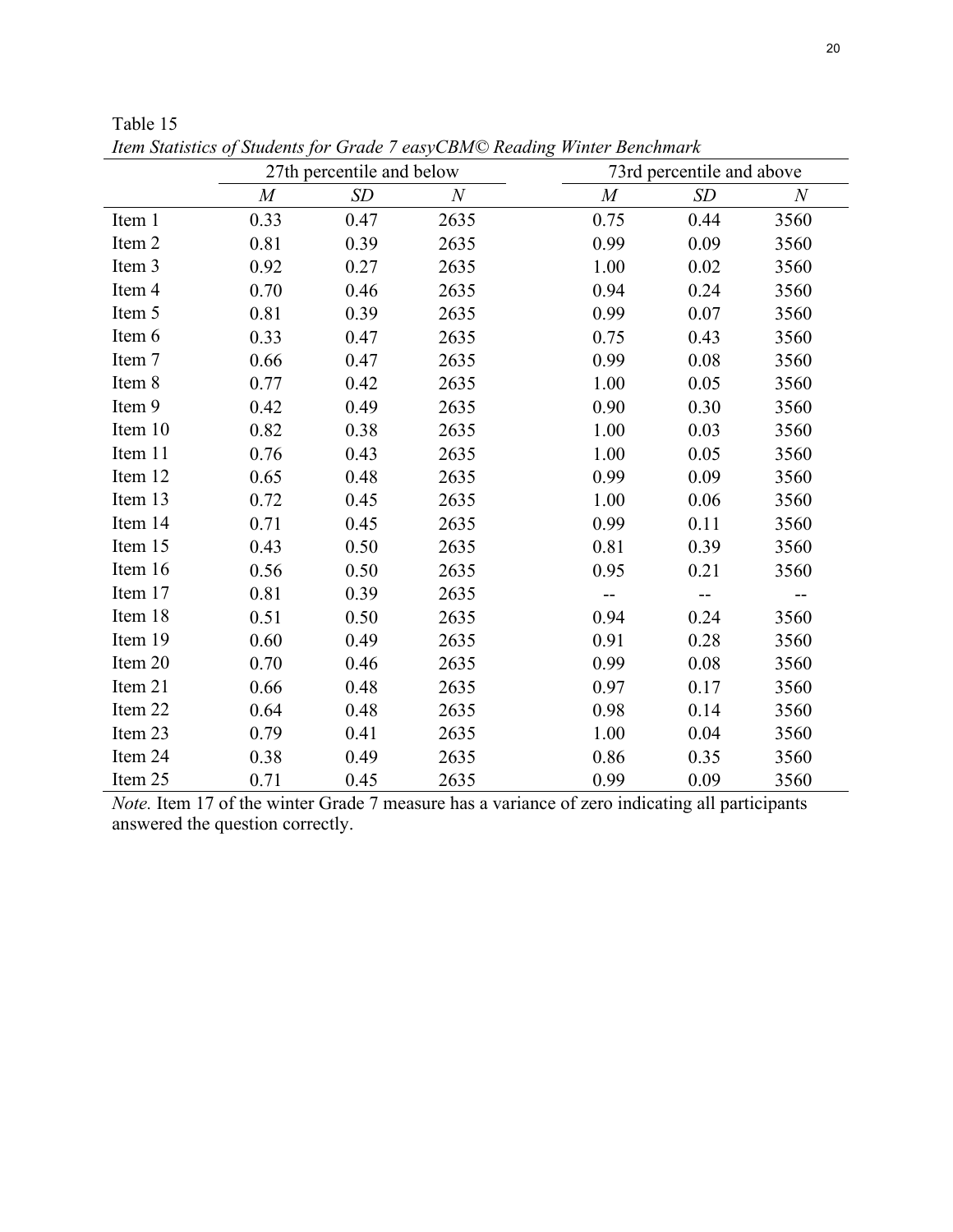Table 15

*Item Statistics of Students for Grade 7 easyCBM© Reading Winter Benchmark*

| | 27th percentile and below | | | 73rd percentile and above | | |
|---|---|---|---|---|---|---|
| | *M* | *SD* | *N* | *M* | *SD* | *N* |
| Item 1 | 0.33 | 0.47 | 2635 | 0.75 | 0.44 | 3560 |
| Item 2 | 0.81 | 0.39 | 2635 | 0.99 | 0.09 | 3560 |
| Item 3 | 0.92 | 0.27 | 2635 | 1.00 | 0.02 | 3560 |
| Item 4 | 0.70 | 0.46 | 2635 | 0.94 | 0.24 | 3560 |
| Item 5 | 0.81 | 0.39 | 2635 | 0.99 | 0.07 | 3560 |
| Item 6 | 0.33 | 0.47 | 2635 | 0.75 | 0.43 | 3560 |
| Item 7 | 0.66 | 0.47 | 2635 | 0.99 | 0.08 | 3560 |
| Item 8 | 0.77 | 0.42 | 2635 | 1.00 | 0.05 | 3560 |
| Item 9 | 0.42 | 0.49 | 2635 | 0.90 | 0.30 | 3560 |
| Item 10 | 0.82 | 0.38 | 2635 | 1.00 | 0.03 | 3560 |
| Item 11 | 0.76 | 0.43 | 2635 | 1.00 | 0.05 | 3560 |
| Item 12 | 0.65 | 0.48 | 2635 | 0.99 | 0.09 | 3560 |
| Item 13 | 0.72 | 0.45 | 2635 | 1.00 | 0.06 | 3560 |
| Item 14 | 0.71 | 0.45 | 2635 | 0.99 | 0.11 | 3560 |
| Item 15 | 0.43 | 0.50 | 2635 | 0.81 | 0.39 | 3560 |
| Item 16 | 0.56 | 0.50 | 2635 | 0.95 | 0.21 | 3560 |
| Item 17 | 0.81 | 0.39 | 2635 | -- | -- | -- |
| Item 18 | 0.51 | 0.50 | 2635 | 0.94 | 0.24 | 3560 |
| Item 19 | 0.60 | 0.49 | 2635 | 0.91 | 0.28 | 3560 |
| Item 20 | 0.70 | 0.46 | 2635 | 0.99 | 0.08 | 3560 |
| Item 21 | 0.66 | 0.48 | 2635 | 0.97 | 0.17 | 3560 |
| Item 22 | 0.64 | 0.48 | 2635 | 0.98 | 0.14 | 3560 |
| Item 23 | 0.79 | 0.41 | 2635 | 1.00 | 0.04 | 3560 |
| Item 24 | 0.38 | 0.49 | 2635 | 0.86 | 0.35 | 3560 |
| Item 25 | 0.71 | 0.45 | 2635 | 0.99 | 0.09 | 3560 |

*Note.* Item 17 of the winter Grade 7 measure has a variance of zero indicating all participants answered the question correctly.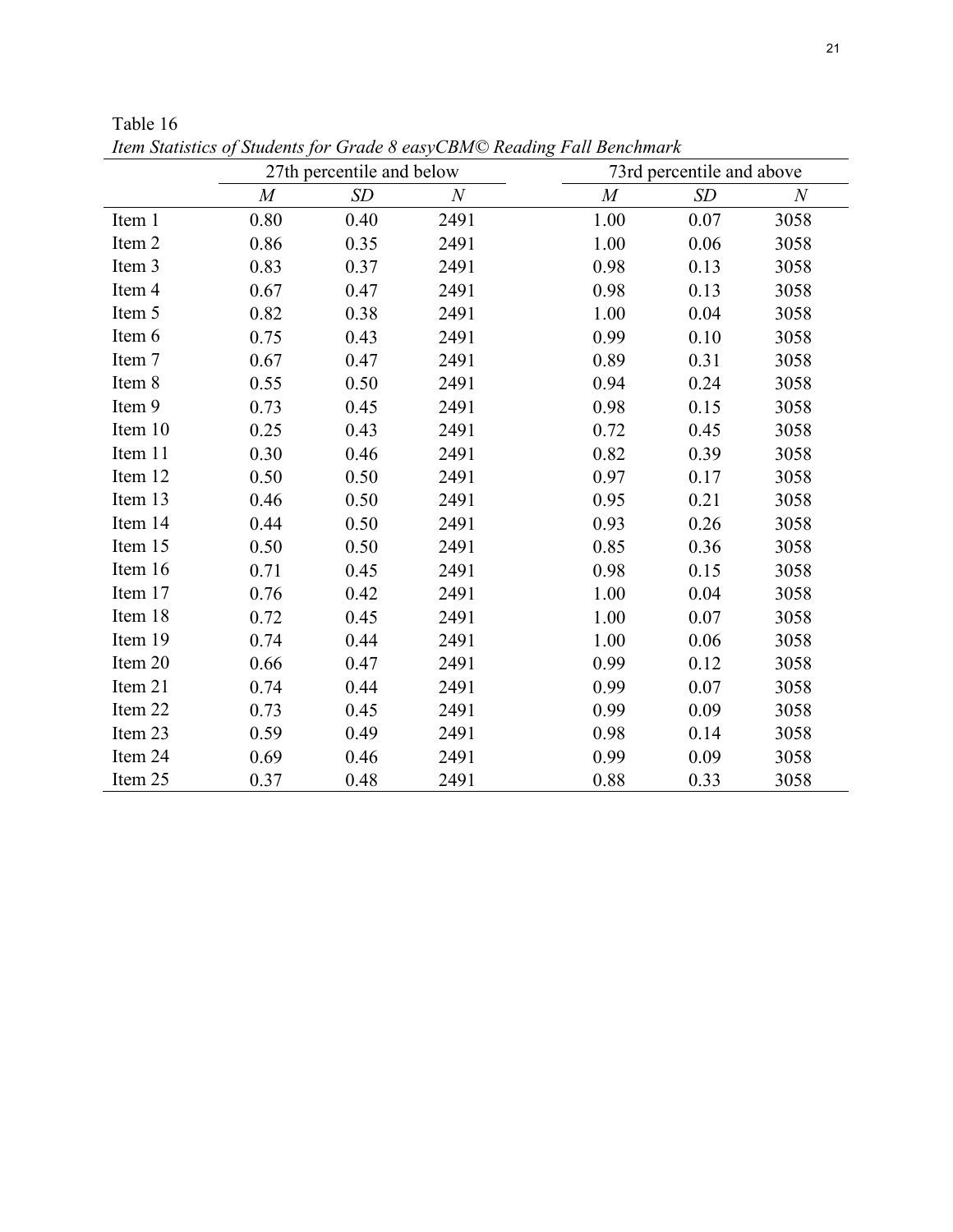Table 16

*Item Statistics of Students for Grade 8 easyCBM© Reading Fall Benchmark*

| | 27th percentile and below | | | 73rd percentile and above | | |
|---|---|---|---|---|---|---|
| | *M* | *SD* | *N* | *M* | *SD* | *N* |
| Item 1 | 0.80 | 0.40 | 2491 | 1.00 | 0.07 | 3058 |
| Item 2 | 0.86 | 0.35 | 2491 | 1.00 | 0.06 | 3058 |
| Item 3 | 0.83 | 0.37 | 2491 | 0.98 | 0.13 | 3058 |
| Item 4 | 0.67 | 0.47 | 2491 | 0.98 | 0.13 | 3058 |
| Item 5 | 0.82 | 0.38 | 2491 | 1.00 | 0.04 | 3058 |
| Item 6 | 0.75 | 0.43 | 2491 | 0.99 | 0.10 | 3058 |
| Item 7 | 0.67 | 0.47 | 2491 | 0.89 | 0.31 | 3058 |
| Item 8 | 0.55 | 0.50 | 2491 | 0.94 | 0.24 | 3058 |
| Item 9 | 0.73 | 0.45 | 2491 | 0.98 | 0.15 | 3058 |
| Item 10 | 0.25 | 0.43 | 2491 | 0.72 | 0.45 | 3058 |
| Item 11 | 0.30 | 0.46 | 2491 | 0.82 | 0.39 | 3058 |
| Item 12 | 0.50 | 0.50 | 2491 | 0.97 | 0.17 | 3058 |
| Item 13 | 0.46 | 0.50 | 2491 | 0.95 | 0.21 | 3058 |
| Item 14 | 0.44 | 0.50 | 2491 | 0.93 | 0.26 | 3058 |
| Item 15 | 0.50 | 0.50 | 2491 | 0.85 | 0.36 | 3058 |
| Item 16 | 0.71 | 0.45 | 2491 | 0.98 | 0.15 | 3058 |
| Item 17 | 0.76 | 0.42 | 2491 | 1.00 | 0.04 | 3058 |
| Item 18 | 0.72 | 0.45 | 2491 | 1.00 | 0.07 | 3058 |
| Item 19 | 0.74 | 0.44 | 2491 | 1.00 | 0.06 | 3058 |
| Item 20 | 0.66 | 0.47 | 2491 | 0.99 | 0.12 | 3058 |
| Item 21 | 0.74 | 0.44 | 2491 | 0.99 | 0.07 | 3058 |
| Item 22 | 0.73 | 0.45 | 2491 | 0.99 | 0.09 | 3058 |
| Item 23 | 0.59 | 0.49 | 2491 | 0.98 | 0.14 | 3058 |
| Item 24 | 0.69 | 0.46 | 2491 | 0.99 | 0.09 | 3058 |
| Item 25 | 0.37 | 0.48 | 2491 | 0.88 | 0.33 | 3058 |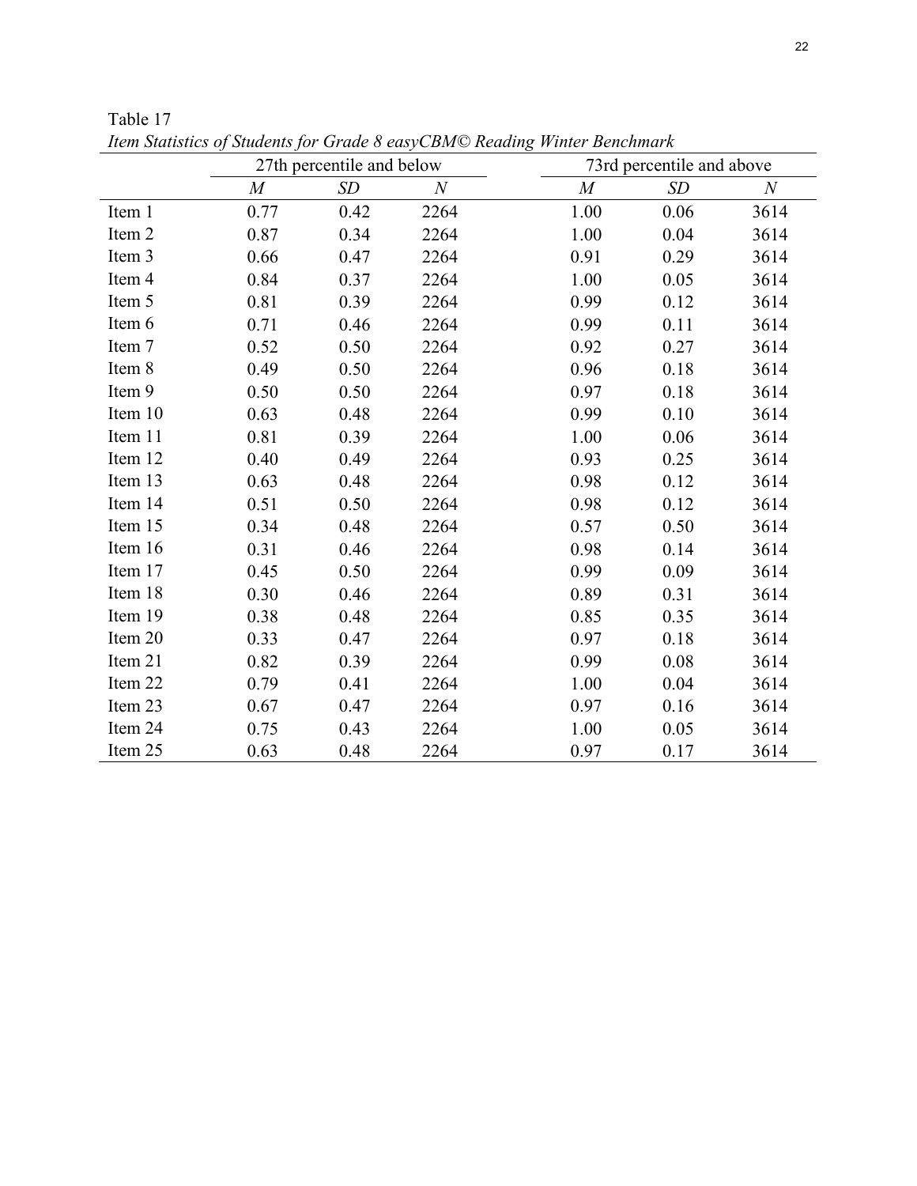Table 17

*Item Statistics of Students for Grade 8 easyCBM© Reading Winter Benchmark*

| | 27th percentile and below | | | 73rd percentile and above | | |
|---|---|---|---|---|---|---|
| | *M* | *SD* | *N* | *M* | *SD* | *N* |
| Item 1 | 0.77 | 0.42 | 2264 | 1.00 | 0.06 | 3614 |
| Item 2 | 0.87 | 0.34 | 2264 | 1.00 | 0.04 | 3614 |
| Item 3 | 0.66 | 0.47 | 2264 | 0.91 | 0.29 | 3614 |
| Item 4 | 0.84 | 0.37 | 2264 | 1.00 | 0.05 | 3614 |
| Item 5 | 0.81 | 0.39 | 2264 | 0.99 | 0.12 | 3614 |
| Item 6 | 0.71 | 0.46 | 2264 | 0.99 | 0.11 | 3614 |
| Item 7 | 0.52 | 0.50 | 2264 | 0.92 | 0.27 | 3614 |
| Item 8 | 0.49 | 0.50 | 2264 | 0.96 | 0.18 | 3614 |
| Item 9 | 0.50 | 0.50 | 2264 | 0.97 | 0.18 | 3614 |
| Item 10 | 0.63 | 0.48 | 2264 | 0.99 | 0.10 | 3614 |
| Item 11 | 0.81 | 0.39 | 2264 | 1.00 | 0.06 | 3614 |
| Item 12 | 0.40 | 0.49 | 2264 | 0.93 | 0.25 | 3614 |
| Item 13 | 0.63 | 0.48 | 2264 | 0.98 | 0.12 | 3614 |
| Item 14 | 0.51 | 0.50 | 2264 | 0.98 | 0.12 | 3614 |
| Item 15 | 0.34 | 0.48 | 2264 | 0.57 | 0.50 | 3614 |
| Item 16 | 0.31 | 0.46 | 2264 | 0.98 | 0.14 | 3614 |
| Item 17 | 0.45 | 0.50 | 2264 | 0.99 | 0.09 | 3614 |
| Item 18 | 0.30 | 0.46 | 2264 | 0.89 | 0.31 | 3614 |
| Item 19 | 0.38 | 0.48 | 2264 | 0.85 | 0.35 | 3614 |
| Item 20 | 0.33 | 0.47 | 2264 | 0.97 | 0.18 | 3614 |
| Item 21 | 0.82 | 0.39 | 2264 | 0.99 | 0.08 | 3614 |
| Item 22 | 0.79 | 0.41 | 2264 | 1.00 | 0.04 | 3614 |
| Item 23 | 0.67 | 0.47 | 2264 | 0.97 | 0.16 | 3614 |
| Item 24 | 0.75 | 0.43 | 2264 | 1.00 | 0.05 | 3614 |
| Item 25 | 0.63 | 0.48 | 2264 | 0.97 | 0.17 | 3614 |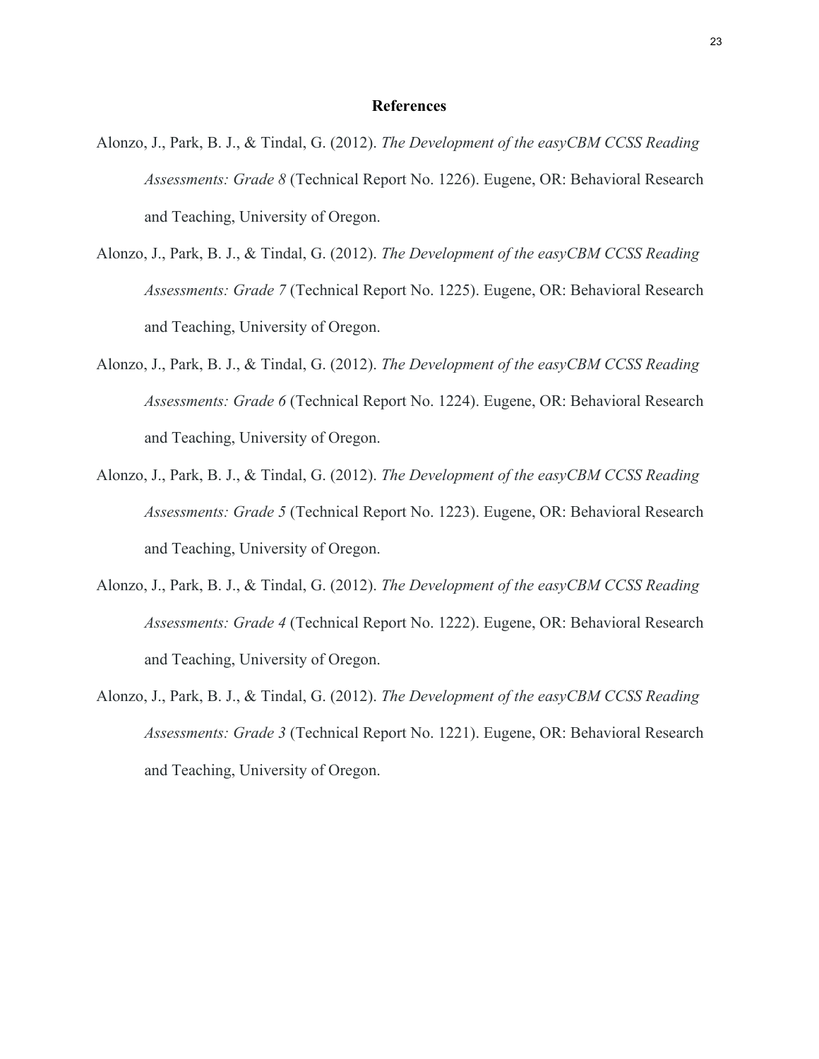# References

Alonzo, J., Park, B. J., & Tindal, G. (2012). *The Development of the easyCBM CCSS Reading Assessments: Grade 8* (Technical Report No. 1226). Eugene, OR: Behavioral Research and Teaching, University of Oregon.

Alonzo, J., Park, B. J., & Tindal, G. (2012). *The Development of the easyCBM CCSS Reading Assessments: Grade 7* (Technical Report No. 1225). Eugene, OR: Behavioral Research and Teaching, University of Oregon.

Alonzo, J., Park, B. J., & Tindal, G. (2012). *The Development of the easyCBM CCSS Reading Assessments: Grade 6* (Technical Report No. 1224). Eugene, OR: Behavioral Research and Teaching, University of Oregon.

Alonzo, J., Park, B. J., & Tindal, G. (2012). *The Development of the easyCBM CCSS Reading Assessments: Grade 5* (Technical Report No. 1223). Eugene, OR: Behavioral Research and Teaching, University of Oregon.

Alonzo, J., Park, B. J., & Tindal, G. (2012). *The Development of the easyCBM CCSS Reading Assessments: Grade 4* (Technical Report No. 1222). Eugene, OR: Behavioral Research and Teaching, University of Oregon.

Alonzo, J., Park, B. J., & Tindal, G. (2012). *The Development of the easyCBM CCSS Reading Assessments: Grade 3* (Technical Report No. 1221). Eugene, OR: Behavioral Research and Teaching, University of Oregon.